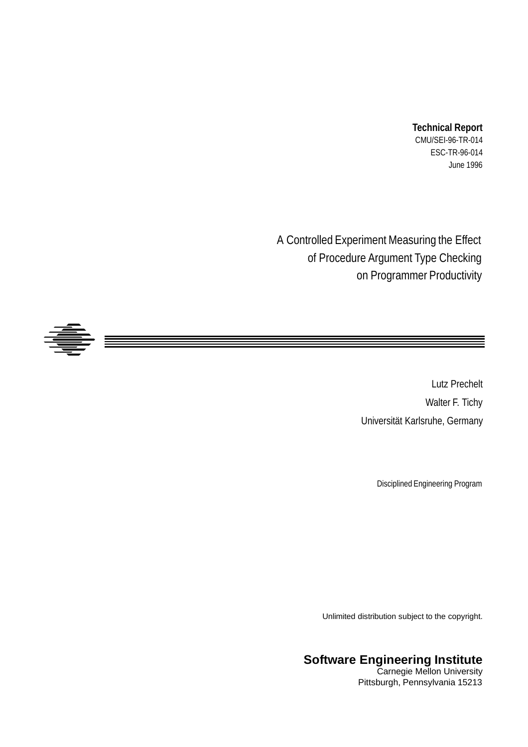**Technical Report**
CMU/SEI-96-TR-014
ESC-TR-96-014
June 1996

# A Controlled Experiment Measuring the Effect of Procedure Argument Type Checking on Programmer Productivity

Lutz Prechelt

Walter F. Tichy

Universität Karlsruhe, Germany

Disciplined Engineering Program

Unlimited distribution subject to the copyright.

**Software Engineering Institute**
Carnegie Mellon University
Pittsburgh, Pennsylvania 15213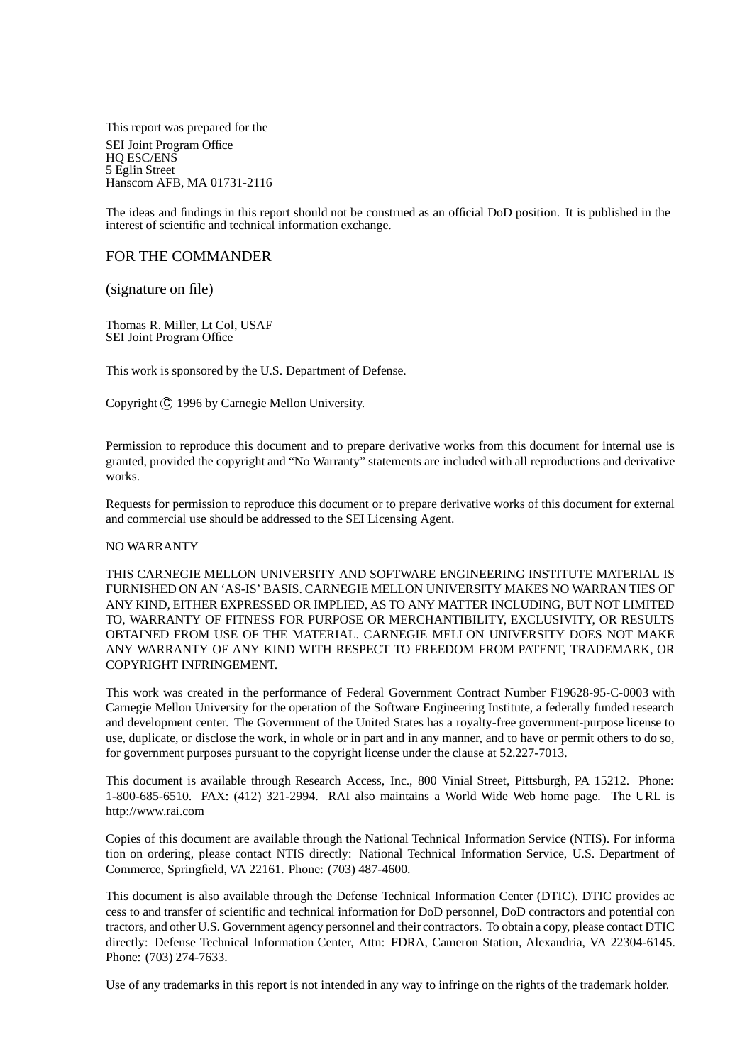This report was prepared for the

SEI Joint Program Office
HQ ESC/ENS
5 Eglin Street
Hanscom AFB, MA 01731-2116

The ideas and findings in this report should not be construed as an official DoD position. It is published in the interest of scientific and technical information exchange.

FOR THE COMMANDER

(signature on file)

Thomas R. Miller, Lt Col, USAF
SEI Joint Program Office

This work is sponsored by the U.S. Department of Defense.

Copyright © 1996 by Carnegie Mellon University.

Permission to reproduce this document and to prepare derivative works from this document for internal use is granted, provided the copyright and "No Warranty" statements are included with all reproductions and derivative works.

Requests for permission to reproduce this document or to prepare derivative works of this document for external and commercial use should be addressed to the SEI Licensing Agent.

NO WARRANTY

THIS CARNEGIE MELLON UNIVERSITY AND SOFTWARE ENGINEERING INSTITUTE MATERIAL IS FURNISHED ON AN 'AS-IS' BASIS. CARNEGIE MELLON UNIVERSITY MAKES NO WARRAN TIES OF ANY KIND, EITHER EXPRESSED OR IMPLIED, AS TO ANY MATTER INCLUDING, BUT NOT LIMITED TO, WARRANTY OF FITNESS FOR PURPOSE OR MERCHANTIBILITY, EXCLUSIVITY, OR RESULTS OBTAINED FROM USE OF THE MATERIAL. CARNEGIE MELLON UNIVERSITY DOES NOT MAKE ANY WARRANTY OF ANY KIND WITH RESPECT TO FREEDOM FROM PATENT, TRADEMARK, OR COPYRIGHT INFRINGEMENT.

This work was created in the performance of Federal Government Contract Number F19628-95-C-0003 with Carnegie Mellon University for the operation of the Software Engineering Institute, a federally funded research and development center. The Government of the United States has a royalty-free government-purpose license to use, duplicate, or disclose the work, in whole or in part and in any manner, and to have or permit others to do so, for government purposes pursuant to the copyright license under the clause at 52.227-7013.

This document is available through Research Access, Inc., 800 Vinial Street, Pittsburgh, PA 15212. Phone: 1-800-685-6510. FAX: (412) 321-2994. RAI also maintains a World Wide Web home page. The URL is http://www.rai.com

Copies of this document are available through the National Technical Information Service (NTIS). For informa tion on ordering, please contact NTIS directly: National Technical Information Service, U.S. Department of Commerce, Springfield, VA 22161. Phone: (703) 487-4600.

This document is also available through the Defense Technical Information Center (DTIC). DTIC provides ac cess to and transfer of scientific and technical information for DoD personnel, DoD contractors and potential con tractors, and other U.S. Government agency personnel and their contractors. To obtain a copy, please contact DTIC directly: Defense Technical Information Center, Attn: FDRA, Cameron Station, Alexandria, VA 22304-6145. Phone: (703) 274-7633.

Use of any trademarks in this report is not intended in any way to infringe on the rights of the trademark holder.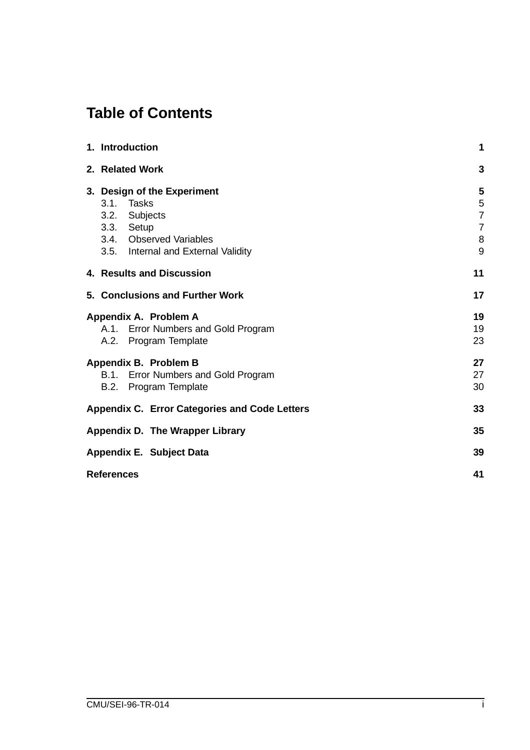# Table of Contents

**1. Introduction** **1**

**2. Related Work** **3**

**3. Design of the Experiment** **5**
- 3.1. Tasks 5
- 3.2. Subjects 7
- 3.3. Setup 7
- 3.4. Observed Variables 8
- 3.5. Internal and External Validity 9

**4. Results and Discussion** **11**

**5. Conclusions and Further Work** **17**

**Appendix A. Problem A** **19**
- A.1. Error Numbers and Gold Program 19
- A.2. Program Template 23

**Appendix B. Problem B** **27**
- B.1. Error Numbers and Gold Program 27
- B.2. Program Template 30

**Appendix C. Error Categories and Code Letters** **33**

**Appendix D. The Wrapper Library** **35**

**Appendix E. Subject Data** **39**

**References** **41**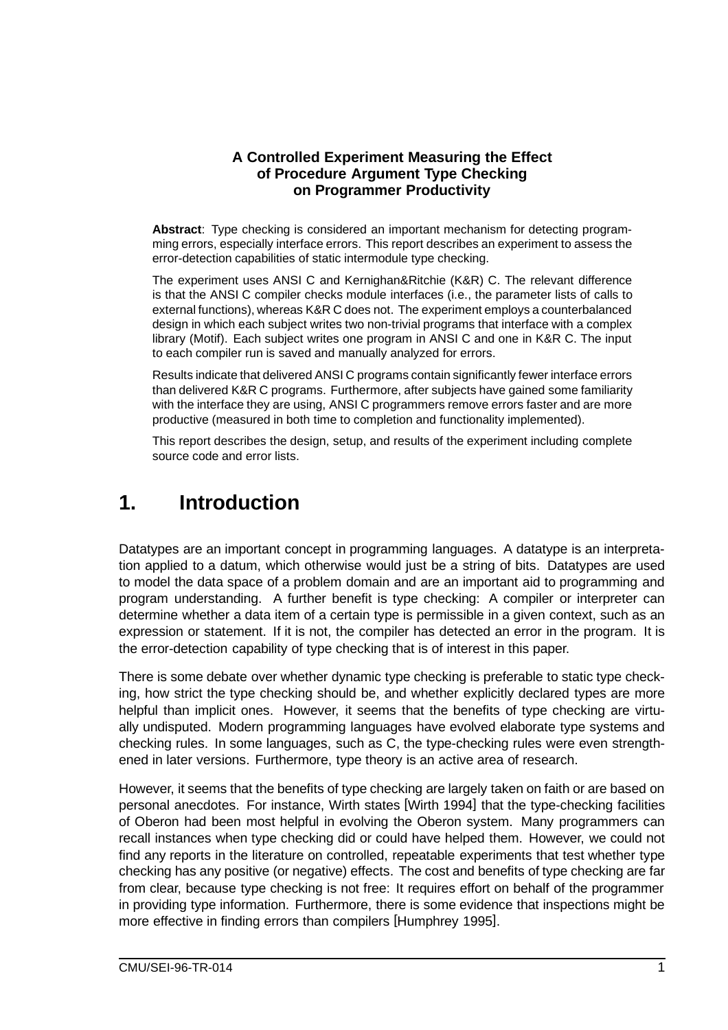**A Controlled Experiment Measuring the Effect of Procedure Argument Type Checking on Programmer Productivity**

**Abstract**: Type checking is considered an important mechanism for detecting programming errors, especially interface errors. This report describes an experiment to assess the error-detection capabilities of static intermodule type checking.

The experiment uses ANSI C and Kernighan&Ritchie (K&R) C. The relevant difference is that the ANSI C compiler checks module interfaces (i.e., the parameter lists of calls to external functions), whereas K&R C does not. The experiment employs a counterbalanced design in which each subject writes two non-trivial programs that interface with a complex library (Motif). Each subject writes one program in ANSI C and one in K&R C. The input to each compiler run is saved and manually analyzed for errors.

Results indicate that delivered ANSI C programs contain significantly fewer interface errors than delivered K&R C programs. Furthermore, after subjects have gained some familiarity with the interface they are using, ANSI C programmers remove errors faster and are more productive (measured in both time to completion and functionality implemented).

This report describes the design, setup, and results of the experiment including complete source code and error lists.

# 1. Introduction

Datatypes are an important concept in programming languages. A datatype is an interpretation applied to a datum, which otherwise would just be a string of bits. Datatypes are used to model the data space of a problem domain and are an important aid to programming and program understanding. A further benefit is type checking: A compiler or interpreter can determine whether a data item of a certain type is permissible in a given context, such as an expression or statement. If it is not, the compiler has detected an error in the program. It is the error-detection capability of type checking that is of interest in this paper.

There is some debate over whether dynamic type checking is preferable to static type checking, how strict the type checking should be, and whether explicitly declared types are more helpful than implicit ones. However, it seems that the benefits of type checking are virtually undisputed. Modern programming languages have evolved elaborate type systems and checking rules. In some languages, such as C, the type-checking rules were even strengthened in later versions. Furthermore, type theory is an active area of research.

However, it seems that the benefits of type checking are largely taken on faith or are based on personal anecdotes. For instance, Wirth states [Wirth 1994] that the type-checking facilities of Oberon had been most helpful in evolving the Oberon system. Many programmers can recall instances when type checking did or could have helped them. However, we could not find any reports in the literature on controlled, repeatable experiments that test whether type checking has any positive (or negative) effects. The cost and benefits of type checking are far from clear, because type checking is not free: It requires effort on behalf of the programmer in providing type information. Furthermore, there is some evidence that inspections might be more effective in finding errors than compilers [Humphrey 1995].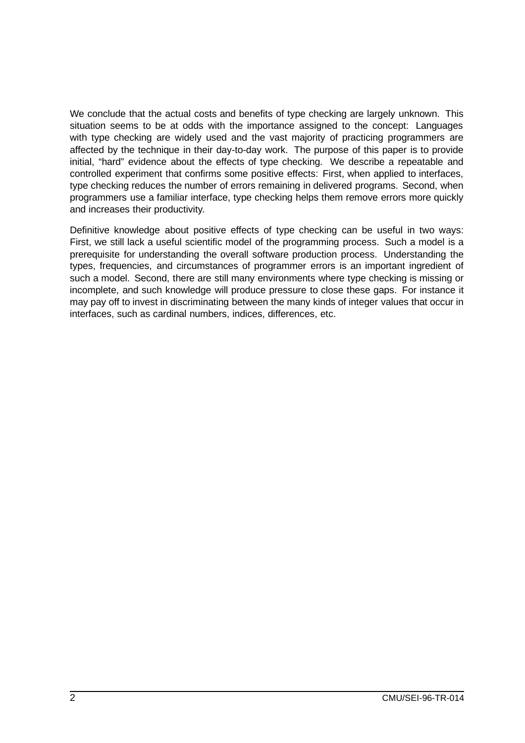We conclude that the actual costs and benefits of type checking are largely unknown. This situation seems to be at odds with the importance assigned to the concept: Languages with type checking are widely used and the vast majority of practicing programmers are affected by the technique in their day-to-day work. The purpose of this paper is to provide initial, "hard" evidence about the effects of type checking. We describe a repeatable and controlled experiment that confirms some positive effects: First, when applied to interfaces, type checking reduces the number of errors remaining in delivered programs. Second, when programmers use a familiar interface, type checking helps them remove errors more quickly and increases their productivity.

Definitive knowledge about positive effects of type checking can be useful in two ways: First, we still lack a useful scientific model of the programming process. Such a model is a prerequisite for understanding the overall software production process. Understanding the types, frequencies, and circumstances of programmer errors is an important ingredient of such a model. Second, there are still many environments where type checking is missing or incomplete, and such knowledge will produce pressure to close these gaps. For instance it may pay off to invest in discriminating between the many kinds of integer values that occur in interfaces, such as cardinal numbers, indices, differences, etc.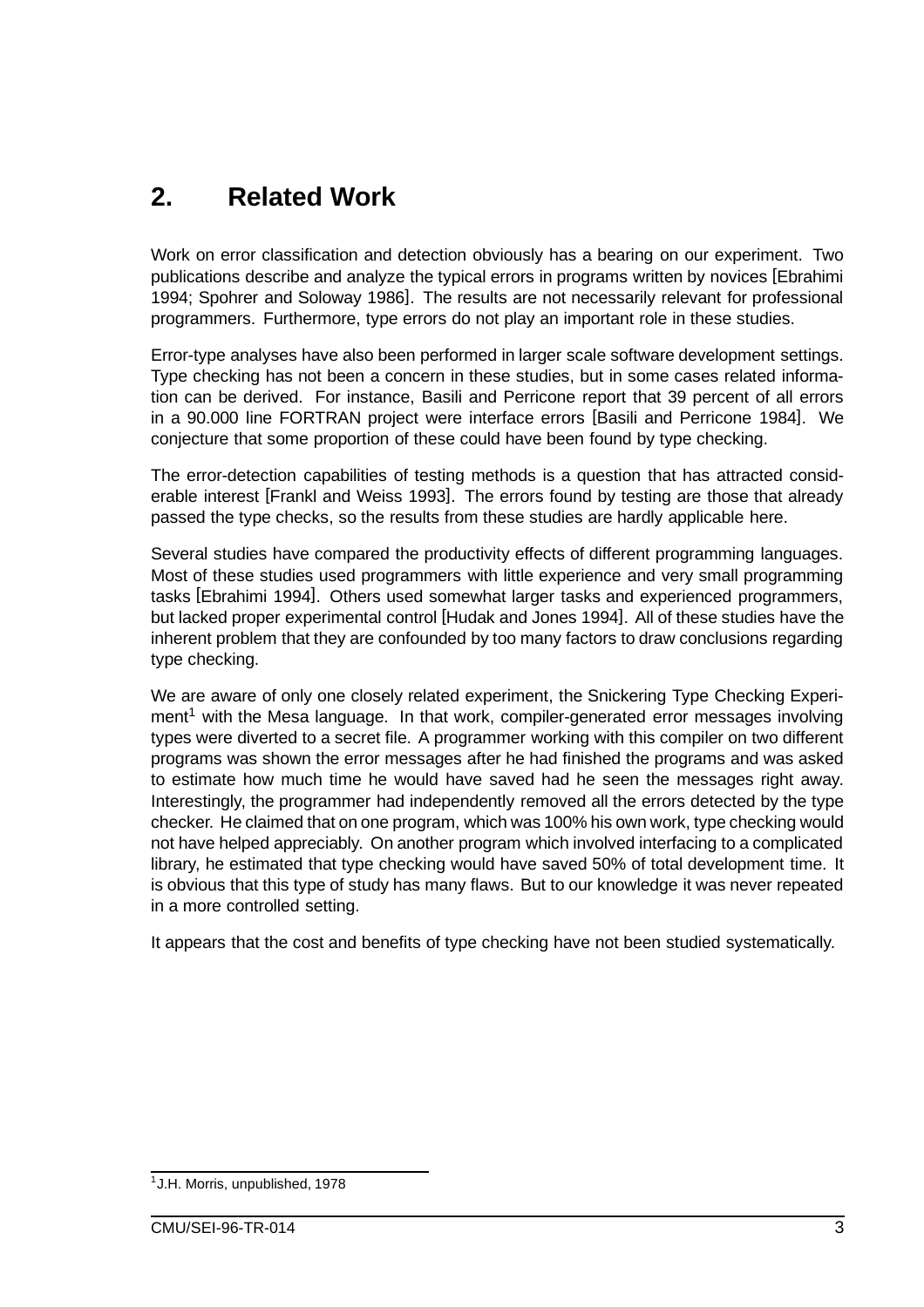# 2. Related Work

Work on error classification and detection obviously has a bearing on our experiment. Two publications describe and analyze the typical errors in programs written by novices [Ebrahimi 1994; Spohrer and Soloway 1986]. The results are not necessarily relevant for professional programmers. Furthermore, type errors do not play an important role in these studies.

Error-type analyses have also been performed in larger scale software development settings. Type checking has not been a concern in these studies, but in some cases related information can be derived. For instance, Basili and Perricone report that 39 percent of all errors in a 90.000 line FORTRAN project were interface errors [Basili and Perricone 1984]. We conjecture that some proportion of these could have been found by type checking.

The error-detection capabilities of testing methods is a question that has attracted considerable interest [Frankl and Weiss 1993]. The errors found by testing are those that already passed the type checks, so the results from these studies are hardly applicable here.

Several studies have compared the productivity effects of different programming languages. Most of these studies used programmers with little experience and very small programming tasks [Ebrahimi 1994]. Others used somewhat larger tasks and experienced programmers, but lacked proper experimental control [Hudak and Jones 1994]. All of these studies have the inherent problem that they are confounded by too many factors to draw conclusions regarding type checking.

We are aware of only one closely related experiment, the Snickering Type Checking Experiment[1] with the Mesa language. In that work, compiler-generated error messages involving types were diverted to a secret file. A programmer working with this compiler on two different programs was shown the error messages after he had finished the programs and was asked to estimate how much time he would have saved had he seen the messages right away. Interestingly, the programmer had independently removed all the errors detected by the type checker. He claimed that on one program, which was 100% his own work, type checking would not have helped appreciably. On another program which involved interfacing to a complicated library, he estimated that type checking would have saved 50% of total development time. It is obvious that this type of study has many flaws. But to our knowledge it was never repeated in a more controlled setting.

It appears that the cost and benefits of type checking have not been studied systematically.

[1] J.H. Morris, unpublished, 1978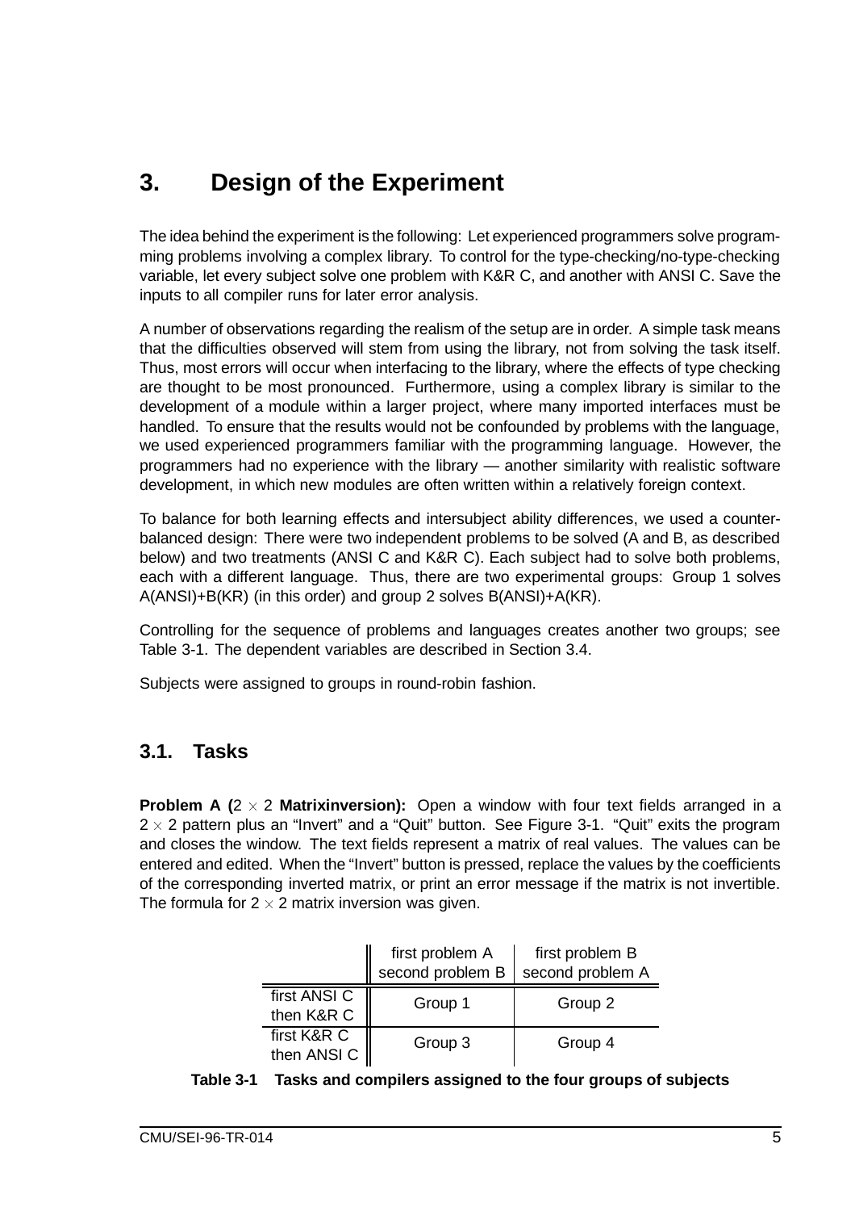# 3. Design of the Experiment

The idea behind the experiment is the following: Let experienced programmers solve programming problems involving a complex library. To control for the type-checking/no-type-checking variable, let every subject solve one problem with K&R C, and another with ANSI C. Save the inputs to all compiler runs for later error analysis.

A number of observations regarding the realism of the setup are in order. A simple task means that the difficulties observed will stem from using the library, not from solving the task itself. Thus, most errors will occur when interfacing to the library, where the effects of type checking are thought to be most pronounced. Furthermore, using a complex library is similar to the development of a module within a larger project, where many imported interfaces must be handled. To ensure that the results would not be confounded by problems with the language, we used experienced programmers familiar with the programming language. However, the programmers had no experience with the library — another similarity with realistic software development, in which new modules are often written within a relatively foreign context.

To balance for both learning effects and intersubject ability differences, we used a counterbalanced design: There were two independent problems to be solved (A and B, as described below) and two treatments (ANSI C and K&R C). Each subject had to solve both problems, each with a different language. Thus, there are two experimental groups: Group 1 solves A(ANSI)+B(KR) (in this order) and group 2 solves B(ANSI)+A(KR).

Controlling for the sequence of problems and languages creates another two groups; see Table 3-1. The dependent variables are described in Section 3.4.

Subjects were assigned to groups in round-robin fashion.

## 3.1. Tasks

**Problem A (**$2 \times 2$ **Matrixinversion):** Open a window with four text fields arranged in a $2 \times 2$ pattern plus an "Invert" and a "Quit" button. See Figure 3-1. "Quit" exits the program and closes the window. The text fields represent a matrix of real values. The values can be entered and edited. When the "Invert" button is pressed, replace the values by the coefficients of the corresponding inverted matrix, or print an error message if the matrix is not invertible. The formula for $2 \times 2$ matrix inversion was given.

| | first problem A second problem B | first problem B second problem A |
|---|---|---|
| first ANSI C then K&R C | Group 1 | Group 2 |
| first K&R C then ANSI C | Group 3 | Group 4 |

**Table 3-1 Tasks and compilers assigned to the four groups of subjects**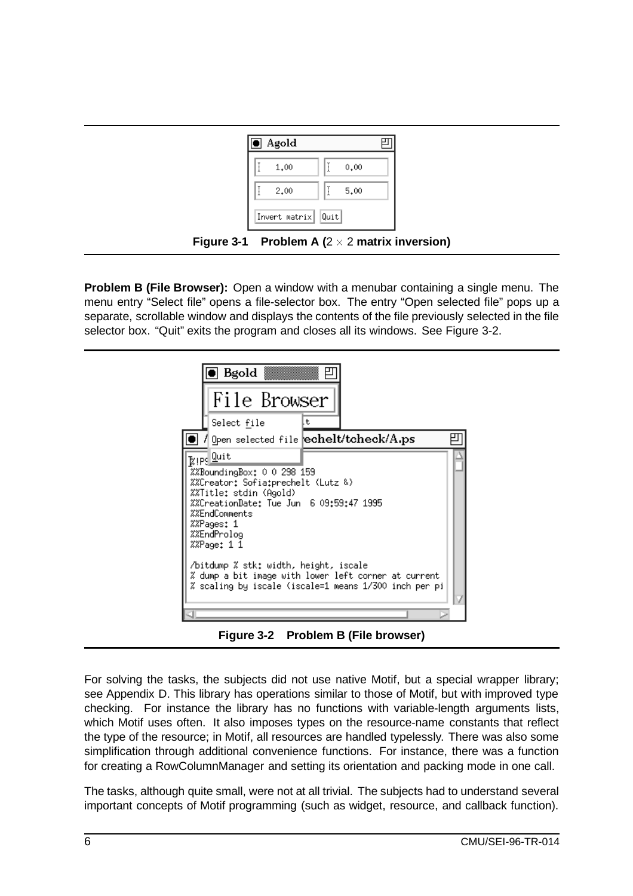**Figure 3-1 Problem A ($2 \times 2$ matrix inversion)**

**Problem B (File Browser):** Open a window with a menubar containing a single menu. The menu entry "Select file" opens a file-selector box. The entry "Open selected file" pops up a separate, scrollable window and displays the contents of the file previously selected in the file selector box. "Quit" exits the program and closes all its windows. See Figure 3-2.

**Figure 3-2 Problem B (File browser)**

For solving the tasks, the subjects did not use native Motif, but a special wrapper library; see Appendix D. This library has operations similar to those of Motif, but with improved type checking. For instance the library has no functions with variable-length arguments lists, which Motif uses often. It also imposes types on the resource-name constants that reflect the type of the resource; in Motif, all resources are handled typelessly. There was also some simplification through additional convenience functions. For instance, there was a function for creating a RowColumnManager and setting its orientation and packing mode in one call.

The tasks, although quite small, were not at all trivial. The subjects had to understand several important concepts of Motif programming (such as widget, resource, and callback function).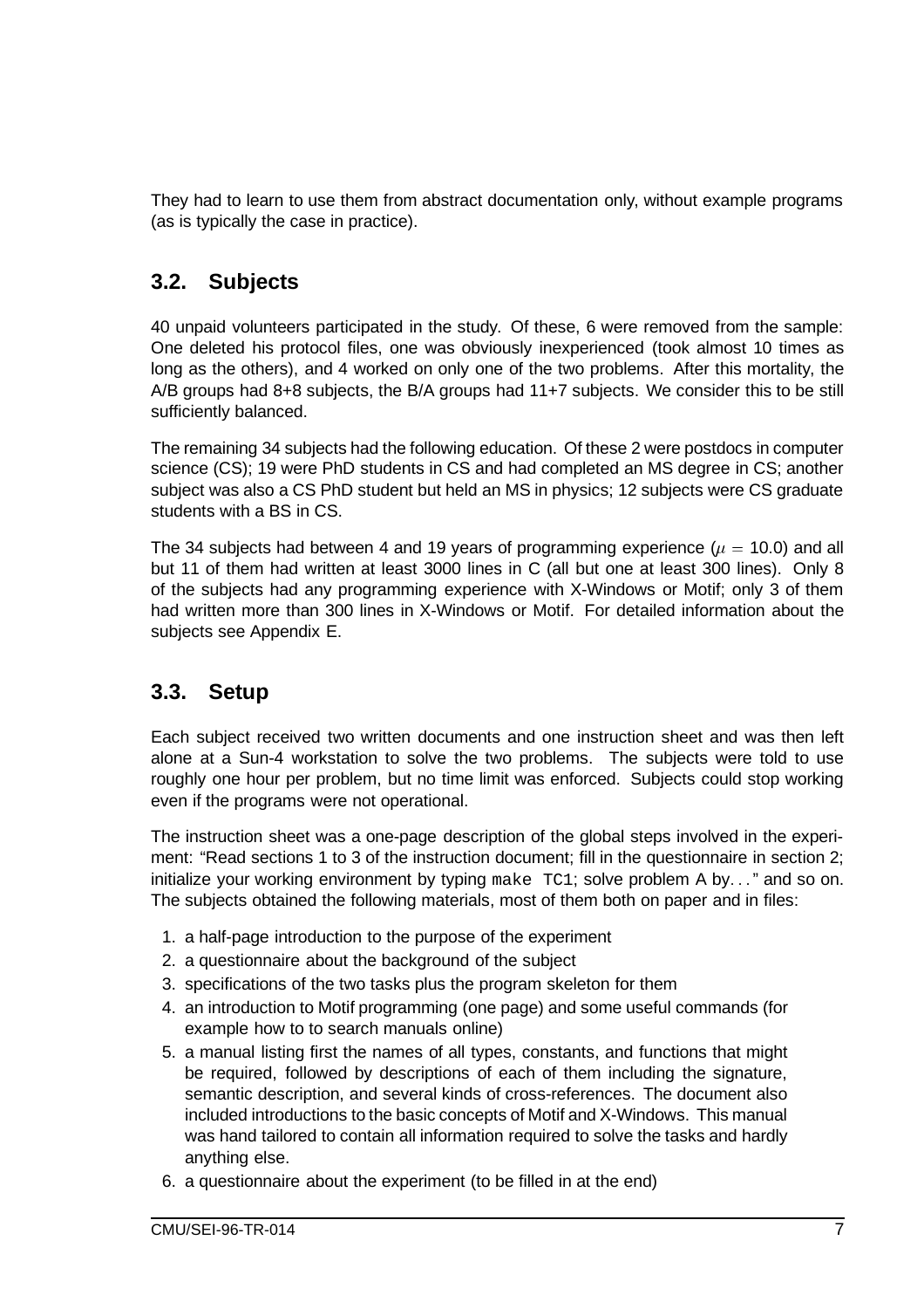They had to learn to use them from abstract documentation only, without example programs (as is typically the case in practice).

## 3.2. Subjects

40 unpaid volunteers participated in the study. Of these, 6 were removed from the sample: One deleted his protocol files, one was obviously inexperienced (took almost 10 times as long as the others), and 4 worked on only one of the two problems. After this mortality, the A/B groups had 8+8 subjects, the B/A groups had 11+7 subjects. We consider this to be still sufficiently balanced.

The remaining 34 subjects had the following education. Of these 2 were postdocs in computer science (CS); 19 were PhD students in CS and had completed an MS degree in CS; another subject was also a CS PhD student but held an MS in physics; 12 subjects were CS graduate students with a BS in CS.

The 34 subjects had between 4 and 19 years of programming experience ($\mu = 10.0$) and all but 11 of them had written at least 3000 lines in C (all but one at least 300 lines). Only 8 of the subjects had any programming experience with X-Windows or Motif; only 3 of them had written more than 300 lines in X-Windows or Motif. For detailed information about the subjects see Appendix E.

## 3.3. Setup

Each subject received two written documents and one instruction sheet and was then left alone at a Sun-4 workstation to solve the two problems. The subjects were told to use roughly one hour per problem, but no time limit was enforced. Subjects could stop working even if the programs were not operational.

The instruction sheet was a one-page description of the global steps involved in the experiment: "Read sections 1 to 3 of the instruction document; fill in the questionnaire in section 2; initialize your working environment by typing `make TC1`; solve problem A by. . . " and so on. The subjects obtained the following materials, most of them both on paper and in files:

1. a half-page introduction to the purpose of the experiment
2. a questionnaire about the background of the subject
3. specifications of the two tasks plus the program skeleton for them
4. an introduction to Motif programming (one page) and some useful commands (for example how to to search manuals online)
5. a manual listing first the names of all types, constants, and functions that might be required, followed by descriptions of each of them including the signature, semantic description, and several kinds of cross-references. The document also included introductions to the basic concepts of Motif and X-Windows. This manual was hand tailored to contain all information required to solve the tasks and hardly anything else.
6. a questionnaire about the experiment (to be filled in at the end)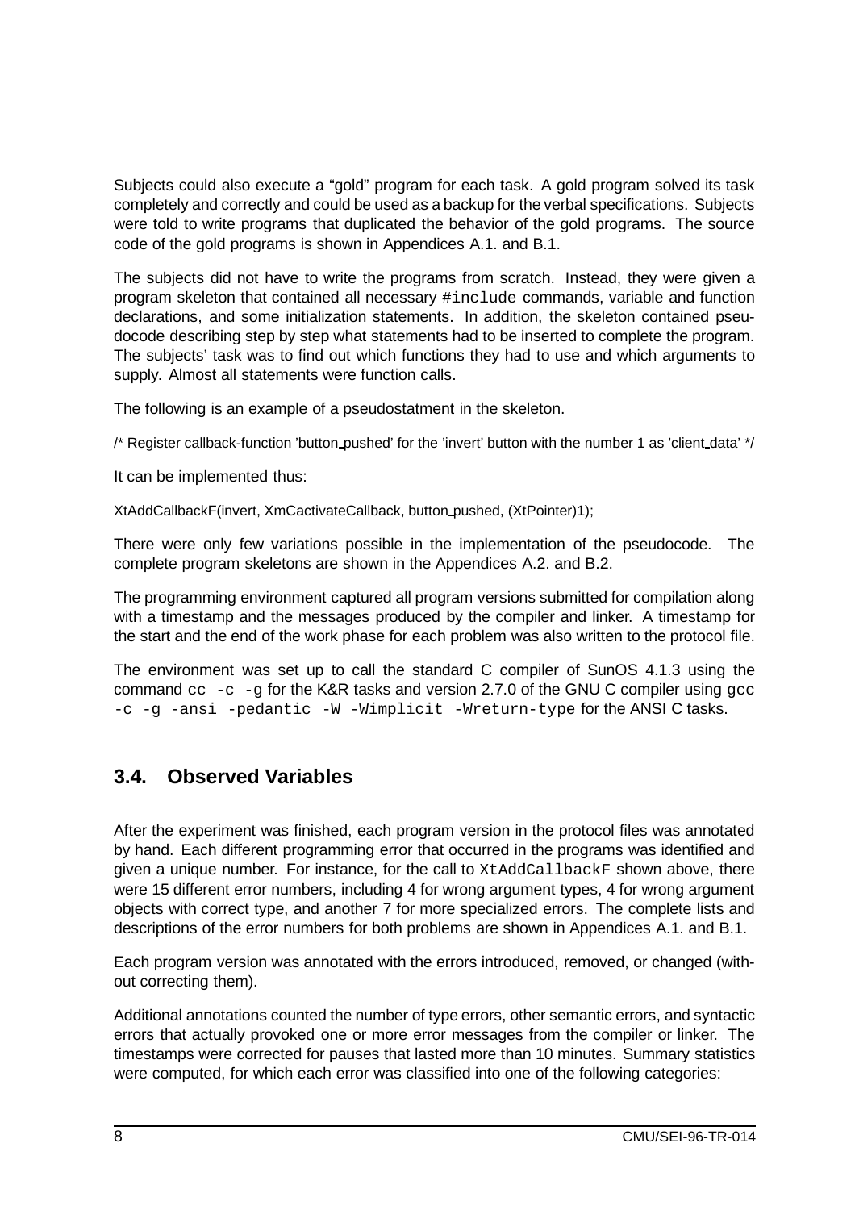Subjects could also execute a “gold” program for each task. A gold program solved its task completely and correctly and could be used as a backup for the verbal specifications. Subjects were told to write programs that duplicated the behavior of the gold programs. The source code of the gold programs is shown in Appendices A.1. and B.1.

The subjects did not have to write the programs from scratch. Instead, they were given a program skeleton that contained all necessary `#include` commands, variable and function declarations, and some initialization statements. In addition, the skeleton contained pseudocode describing step by step what statements had to be inserted to complete the program. The subjects' task was to find out which functions they had to use and which arguments to supply. Almost all statements were function calls.

The following is an example of a pseudostatment in the skeleton.

```
/* Register callback-function 'button_pushed' for the 'invert' button with the number 1 as 'client_data' */
```

It can be implemented thus:

```
XtAddCallbackF(invert, XmCactivateCallback, button_pushed, (XtPointer)1);
```

There were only few variations possible in the implementation of the pseudocode. The complete program skeletons are shown in the Appendices A.2. and B.2.

The programming environment captured all program versions submitted for compilation along with a timestamp and the messages produced by the compiler and linker. A timestamp for the start and the end of the work phase for each problem was also written to the protocol file.

The environment was set up to call the standard C compiler of SunOS 4.1.3 using the command `cc -c -g` for the K&R tasks and version 2.7.0 of the GNU C compiler using `gcc -c -g -ansi -pedantic -W -Wimplicit -Wreturn-type` for the ANSI C tasks.

## 3.4. Observed Variables

After the experiment was finished, each program version in the protocol files was annotated by hand. Each different programming error that occurred in the programs was identified and given a unique number. For instance, for the call to `XtAddCallbackF` shown above, there were 15 different error numbers, including 4 for wrong argument types, 4 for wrong argument objects with correct type, and another 7 for more specialized errors. The complete lists and descriptions of the error numbers for both problems are shown in Appendices A.1. and B.1.

Each program version was annotated with the errors introduced, removed, or changed (without correcting them).

Additional annotations counted the number of type errors, other semantic errors, and syntactic errors that actually provoked one or more error messages from the compiler or linker. The timestamps were corrected for pauses that lasted more than 10 minutes. Summary statistics were computed, for which each error was classified into one of the following categories: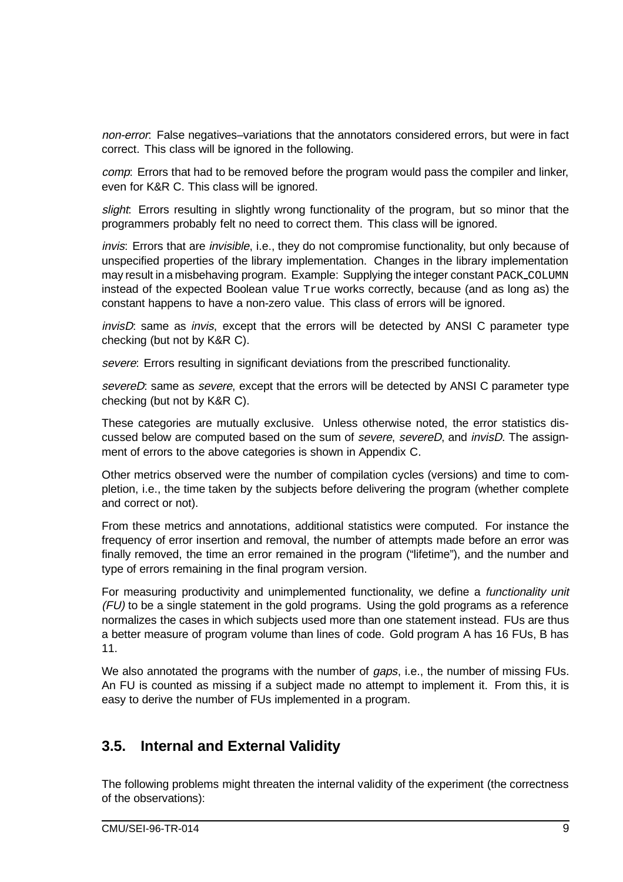*non-error*: False negatives–variations that the annotators considered errors, but were in fact correct. This class will be ignored in the following.

*comp*: Errors that had to be removed before the program would pass the compiler and linker, even for K&R C. This class will be ignored.

*slight*: Errors resulting in slightly wrong functionality of the program, but so minor that the programmers probably felt no need to correct them. This class will be ignored.

*invis*: Errors that are *invisible*, i.e., they do not compromise functionality, but only because of unspecified properties of the library implementation. Changes in the library implementation may result in a misbehaving program. Example: Supplying the integer constant `PACK_COLUMN` instead of the expected Boolean value `True` works correctly, because (and as long as) the constant happens to have a non-zero value. This class of errors will be ignored.

*invisD*: same as *invis*, except that the errors will be detected by ANSI C parameter type checking (but not by K&R C).

*severe*: Errors resulting in significant deviations from the prescribed functionality.

*severeD*: same as *severe*, except that the errors will be detected by ANSI C parameter type checking (but not by K&R C).

These categories are mutually exclusive. Unless otherwise noted, the error statistics discussed below are computed based on the sum of *severe*, *severeD*, and *invisD*. The assignment of errors to the above categories is shown in Appendix C.

Other metrics observed were the number of compilation cycles (versions) and time to completion, i.e., the time taken by the subjects before delivering the program (whether complete and correct or not).

From these metrics and annotations, additional statistics were computed. For instance the frequency of error insertion and removal, the number of attempts made before an error was finally removed, the time an error remained in the program ("lifetime"), and the number and type of errors remaining in the final program version.

For measuring productivity and unimplemented functionality, we define a *functionality unit (FU)* to be a single statement in the gold programs. Using the gold programs as a reference normalizes the cases in which subjects used more than one statement instead. FUs are thus a better measure of program volume than lines of code. Gold program A has 16 FUs, B has 11.

We also annotated the programs with the number of *gaps*, i.e., the number of missing FUs. An FU is counted as missing if a subject made no attempt to implement it. From this, it is easy to derive the number of FUs implemented in a program.

## 3.5. Internal and External Validity

The following problems might threaten the internal validity of the experiment (the correctness of the observations):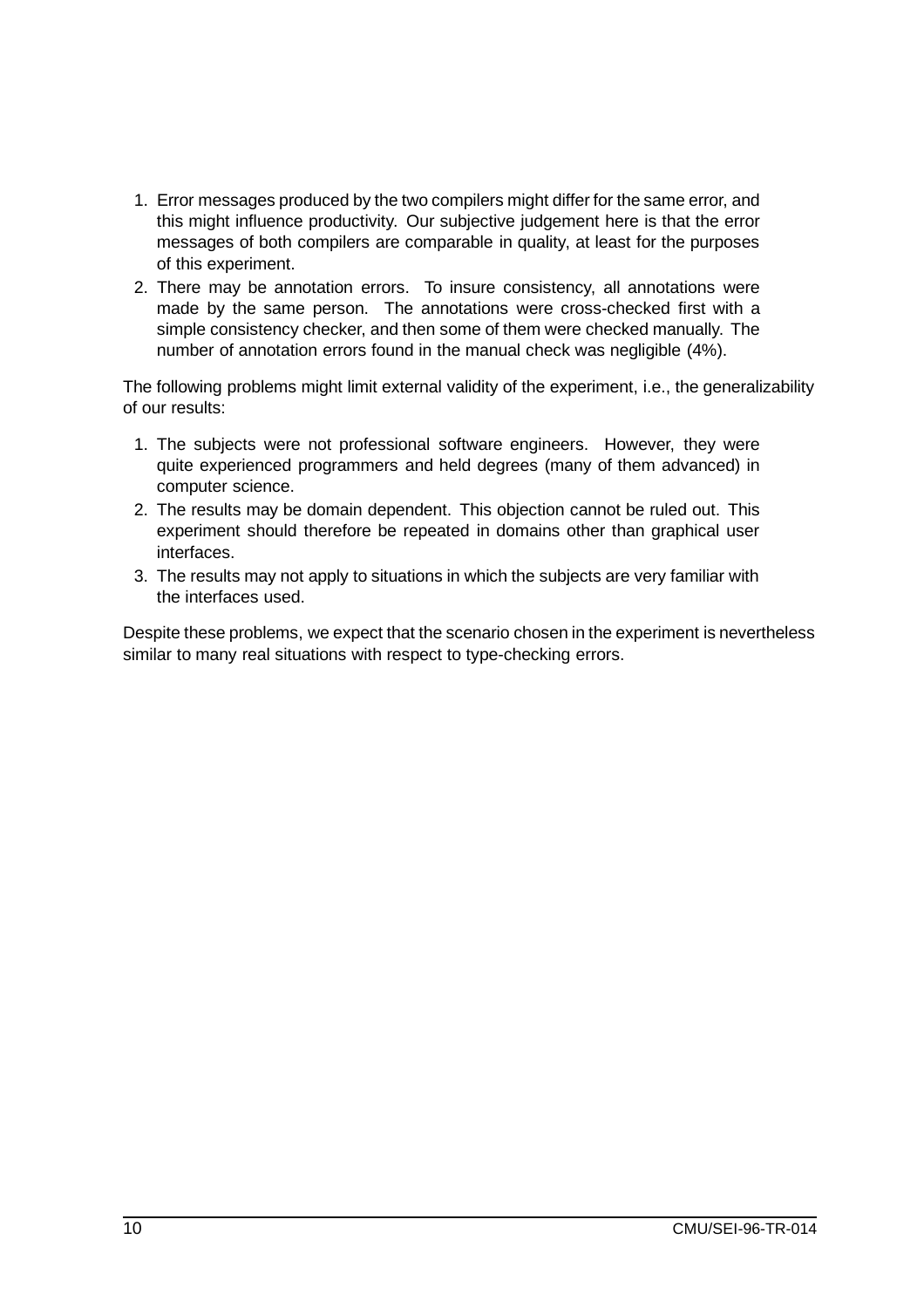1. Error messages produced by the two compilers might differ for the same error, and this might influence productivity. Our subjective judgement here is that the error messages of both compilers are comparable in quality, at least for the purposes of this experiment.
2. There may be annotation errors. To insure consistency, all annotations were made by the same person. The annotations were cross-checked first with a simple consistency checker, and then some of them were checked manually. The number of annotation errors found in the manual check was negligible (4%).

The following problems might limit external validity of the experiment, i.e., the generalizability of our results:

1. The subjects were not professional software engineers. However, they were quite experienced programmers and held degrees (many of them advanced) in computer science.
2. The results may be domain dependent. This objection cannot be ruled out. This experiment should therefore be repeated in domains other than graphical user interfaces.
3. The results may not apply to situations in which the subjects are very familiar with the interfaces used.

Despite these problems, we expect that the scenario chosen in the experiment is nevertheless similar to many real situations with respect to type-checking errors.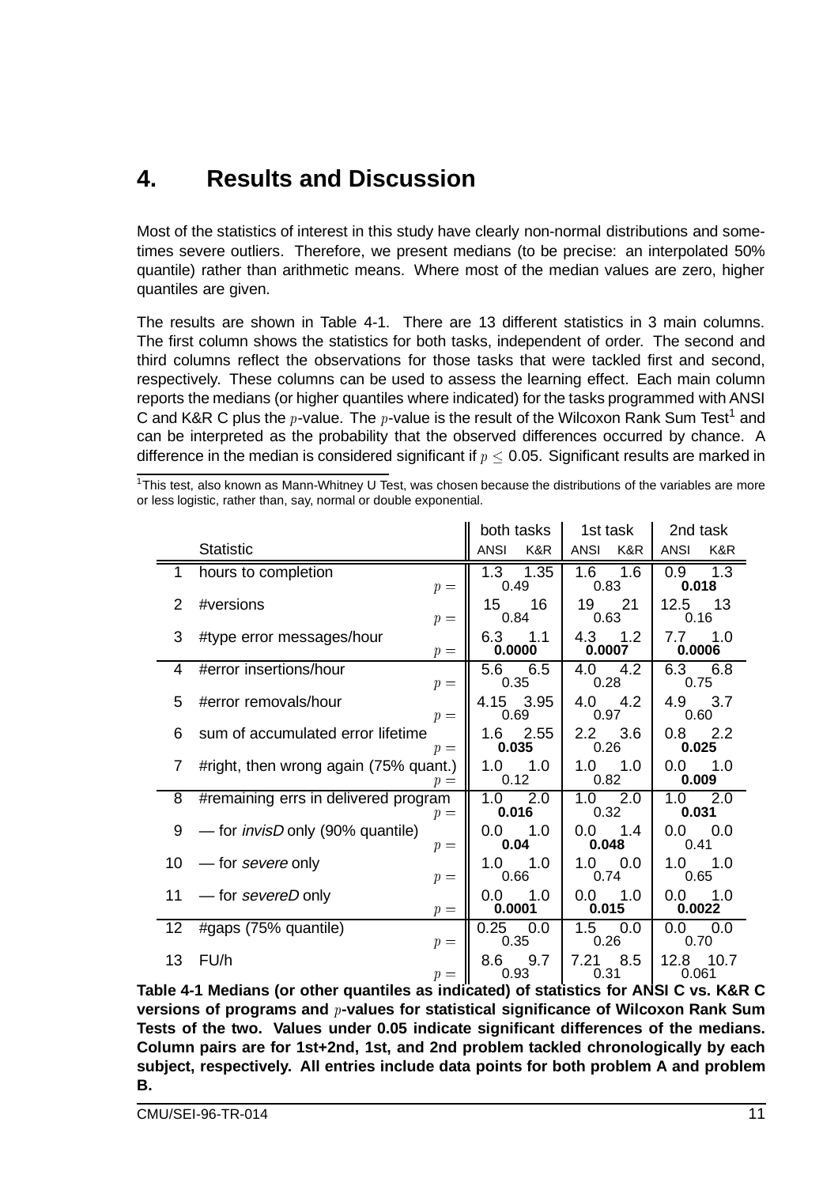# 4. Results and Discussion

Most of the statistics of interest in this study have clearly non-normal distributions and sometimes severe outliers. Therefore, we present medians (to be precise: an interpolated 50% quantile) rather than arithmetic means. Where most of the median values are zero, higher quantiles are given.

The results are shown in Table 4-1. There are 13 different statistics in 3 main columns. The first column shows the statistics for both tasks, independent of order. The second and third columns reflect the observations for those tasks that were tackled first and second, respectively. These columns can be used to assess the learning effect. Each main column reports the medians (or higher quantiles where indicated) for the tasks programmed with ANSI C and K&R C plus the $p$-value. The $p$-value is the result of the Wilcoxon Rank Sum Test[1] and can be interpreted as the probability that the observed differences occurred by chance. A difference in the median is considered significant if $p \leq 0.05$. Significant results are marked in

[1] This test, also known as Mann-Whitney U Test, was chosen because the distributions of the variables are more or less logistic, rather than, say, normal or double exponential.

| | Statistic | both tasks ANSI | both tasks K&R | 1st task ANSI | 1st task K&R | 2nd task ANSI | 2nd task K&R |
|---|---|---|---|---|---|---|---|
| 1 | hours to completion | 1.3 | 1.35 | 1.6 | 1.6 | 0.9 | 1.3 |
| | $p =$ | 0.49 | | 0.83 | | **0.018** | |
| 2 | #versions | 15 | 16 | 19 | 21 | 12.5 | 13 |
| | $p =$ | 0.84 | | 0.63 | | 0.16 | |
| 3 | #type error messages/hour | 6.3 | 1.1 | 4.3 | 1.2 | 7.7 | 1.0 |
| | $p =$ | **0.0000** | | **0.0007** | | **0.0006** | |
| 4 | #error insertions/hour | 5.6 | 6.5 | 4.0 | 4.2 | 6.3 | 6.8 |
| | $p =$ | 0.35 | | 0.28 | | 0.75 | |
| 5 | #error removals/hour | 4.15 | 3.95 | 4.0 | 4.2 | 4.9 | 3.7 |
| | $p =$ | 0.69 | | 0.97 | | 0.60 | |
| 6 | sum of accumulated error lifetime | 1.6 | 2.55 | 2.2 | 3.6 | 0.8 | 2.2 |
| | $p =$ | **0.035** | | 0.26 | | **0.025** | |
| 7 | #right, then wrong again (75% quant.) | 1.0 | 1.0 | 1.0 | 1.0 | 0.0 | 1.0 |
| | $p =$ | 0.12 | | 0.82 | | **0.009** | |
| 8 | #remaining errs in delivered program | 1.0 | 2.0 | 1.0 | 2.0 | 1.0 | 2.0 |
| | $p =$ | **0.016** | | 0.32 | | **0.031** | |
| 9 | — for *invisD* only (90% quantile) | 0.0 | 1.0 | 0.0 | 1.4 | 0.0 | 0.0 |
| | $p =$ | **0.04** | | **0.048** | | 0.41 | |
| 10 | — for *severe* only | 1.0 | 1.0 | 1.0 | 0.0 | 1.0 | 1.0 |
| | $p =$ | 0.66 | | 0.74 | | 0.65 | |
| 11 | — for *severeD* only | 0.0 | 1.0 | 0.0 | 1.0 | 0.0 | 1.0 |
| | $p =$ | **0.0001** | | **0.015** | | **0.0022** | |
| 12 | #gaps (75% quantile) | 0.25 | 0.0 | 1.5 | 0.0 | 0.0 | 0.0 |
| | $p =$ | 0.35 | | 0.26 | | 0.70 | |
| 13 | FU/h | 8.6 | 9.7 | 7.21 | 8.5 | 12.8 | 10.7 |
| | $p =$ | 0.93 | | 0.31 | | 0.061 | |

**Table 4-1 Medians (or other quantiles as indicated) of statistics for ANSI C vs. K&R C versions of programs and $p$-values for statistical significance of Wilcoxon Rank Sum Tests of the two. Values under 0.05 indicate significant differences of the medians. Column pairs are for 1st+2nd, 1st, and 2nd problem tackled chronologically by each subject, respectively. All entries include data points for both problem A and problem B.**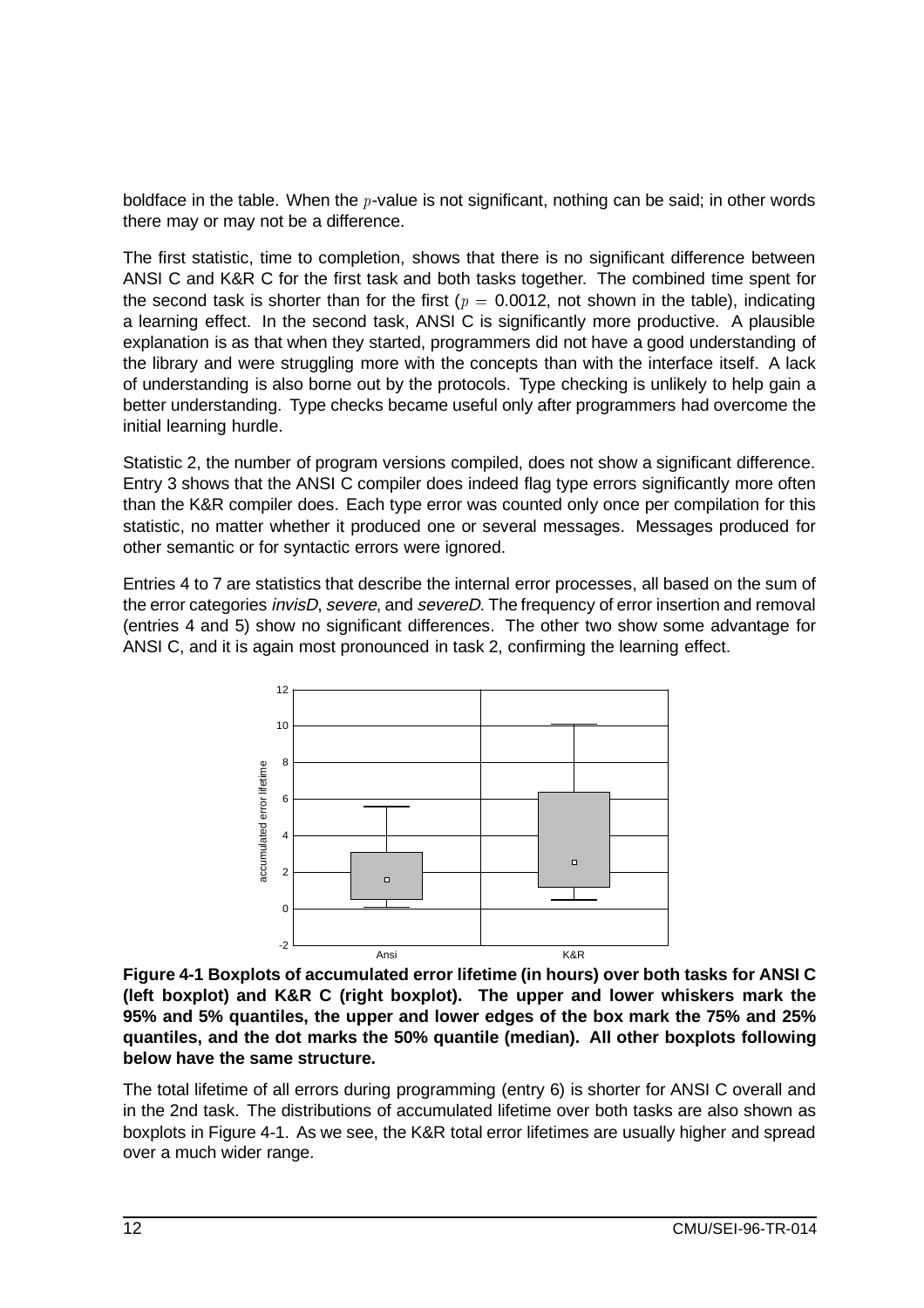boldface in the table. When the $p$-value is not significant, nothing can be said; in other words there may or may not be a difference.

The first statistic, time to completion, shows that there is no significant difference between ANSI C and K&R C for the first task and both tasks together. The combined time spent for the second task is shorter than for the first ($p = 0.0012$, not shown in the table), indicating a learning effect. In the second task, ANSI C is significantly more productive. A plausible explanation is as that when they started, programmers did not have a good understanding of the library and were struggling more with the concepts than with the interface itself. A lack of understanding is also borne out by the protocols. Type checking is unlikely to help gain a better understanding. Type checks became useful only after programmers had overcome the initial learning hurdle.

Statistic 2, the number of program versions compiled, does not show a significant difference. Entry 3 shows that the ANSI C compiler does indeed flag type errors significantly more often than the K&R compiler does. Each type error was counted only once per compilation for this statistic, no matter whether it produced one or several messages. Messages produced for other semantic or for syntactic errors were ignored.

Entries 4 to 7 are statistics that describe the internal error processes, all based on the sum of the error categories *invisD*, *severe*, and *severeD*. The frequency of error insertion and removal (entries 4 and 5) show no significant differences. The other two show some advantage for ANSI C, and it is again most pronounced in task 2, confirming the learning effect.

**Figure 4-1 Boxplots of accumulated error lifetime (in hours) over both tasks for ANSI C (left boxplot) and K&R C (right boxplot). The upper and lower whiskers mark the 95% and 5% quantiles, the upper and lower edges of the box mark the 75% and 25% quantiles, and the dot marks the 50% quantile (median). All other boxplots following below have the same structure.**

The total lifetime of all errors during programming (entry 6) is shorter for ANSI C overall and in the 2nd task. The distributions of accumulated lifetime over both tasks are also shown as boxplots in Figure 4-1. As we see, the K&R total error lifetimes are usually higher and spread over a much wider range.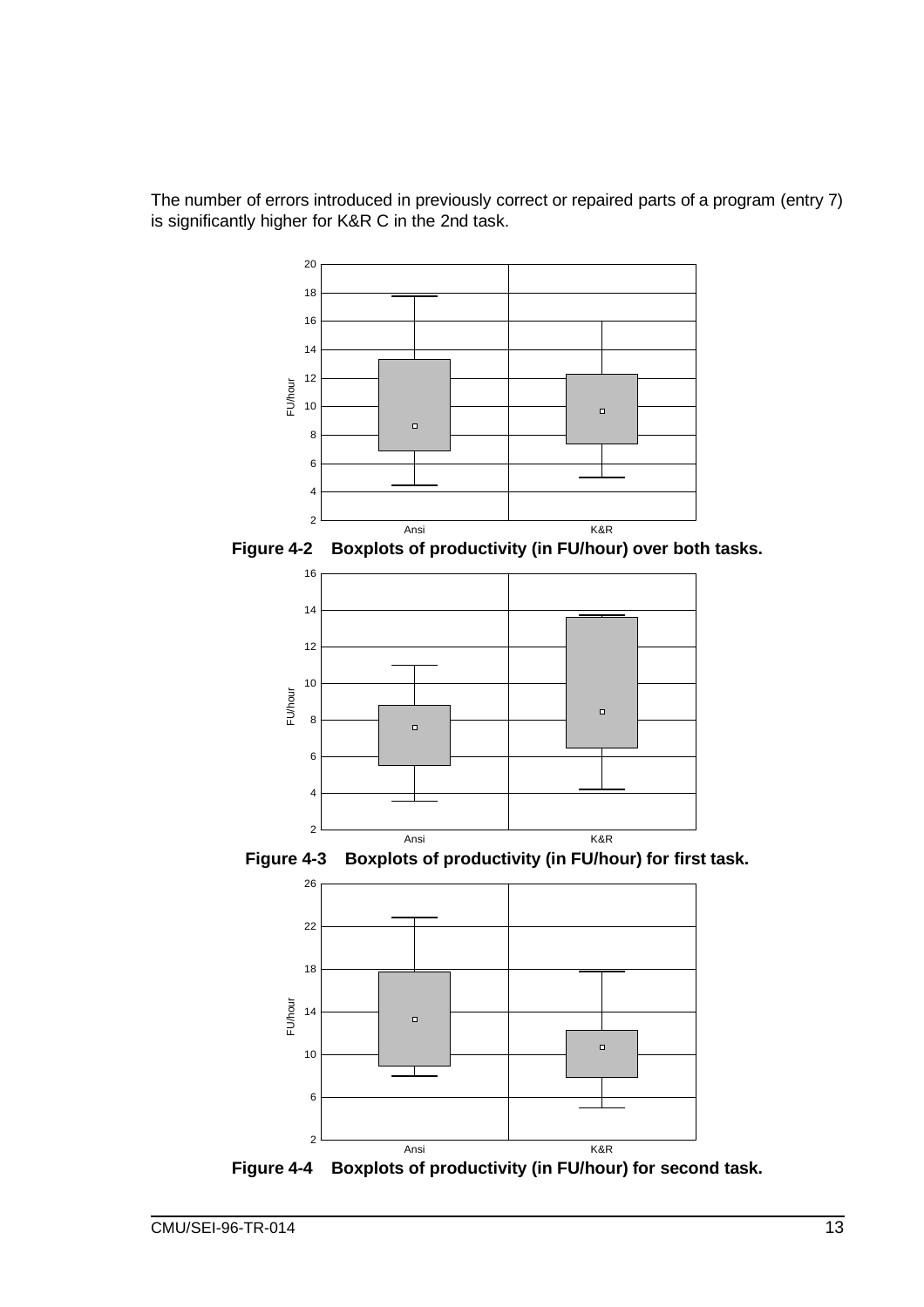The number of errors introduced in previously correct or repaired parts of a program (entry 7) is significantly higher for K&R C in the 2nd task.

**Figure 4-2 Boxplots of productivity (in FU/hour) over both tasks.**

**Figure 4-3 Boxplots of productivity (in FU/hour) for first task.**

**Figure 4-4 Boxplots of productivity (in FU/hour) for second task.**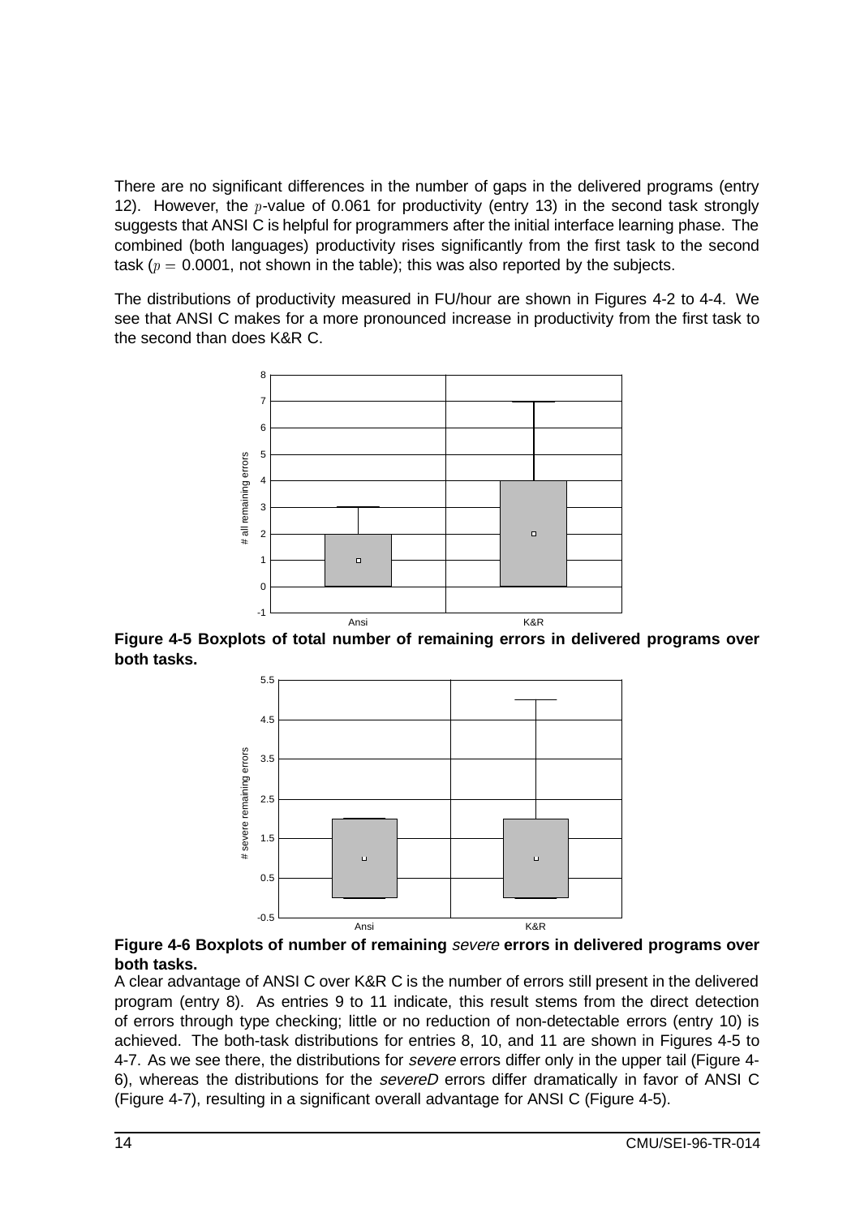There are no significant differences in the number of gaps in the delivered programs (entry 12). However, the $p$-value of 0.061 for productivity (entry 13) in the second task strongly suggests that ANSI C is helpful for programmers after the initial interface learning phase. The combined (both languages) productivity rises significantly from the first task to the second task ($p = 0.0001$, not shown in the table); this was also reported by the subjects.

The distributions of productivity measured in FU/hour are shown in Figures 4-2 to 4-4. We see that ANSI C makes for a more pronounced increase in productivity from the first task to the second than does K&R C.

**Figure 4-5 Boxplots of total number of remaining errors in delivered programs over both tasks.**

**Figure 4-6 Boxplots of number of remaining *severe* errors in delivered programs over both tasks.**

A clear advantage of ANSI C over K&R C is the number of errors still present in the delivered program (entry 8). As entries 9 to 11 indicate, this result stems from the direct detection of errors through type checking; little or no reduction of non-detectable errors (entry 10) is achieved. The both-task distributions for entries 8, 10, and 11 are shown in Figures 4-5 to 4-7. As we see there, the distributions for *severe* errors differ only in the upper tail (Figure 4-6), whereas the distributions for the *severeD* errors differ dramatically in favor of ANSI C (Figure 4-7), resulting in a significant overall advantage for ANSI C (Figure 4-5).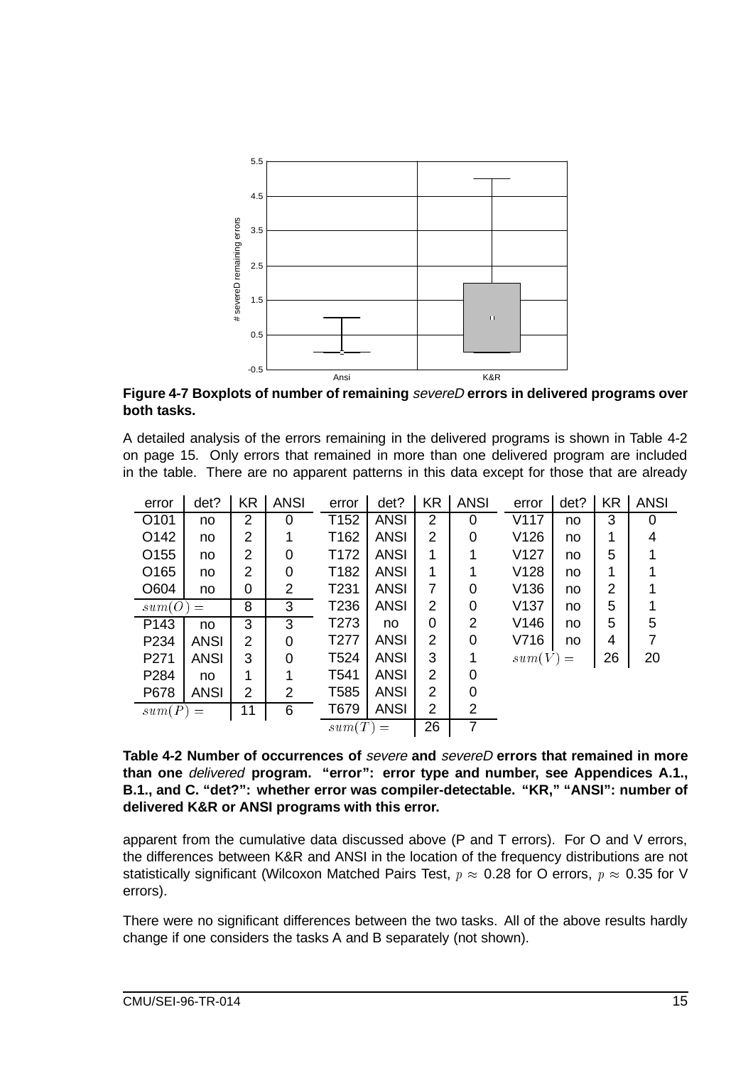**Figure 4-7 Boxplots of number of remaining *severeD* errors in delivered programs over both tasks.**

A detailed analysis of the errors remaining in the delivered programs is shown in Table 4-2 on page 15. Only errors that remained in more than one delivered program are included in the table. There are no apparent patterns in this data except for those that are already

| error | det? | KR | ANSI | error | det? | KR | ANSI | error | det? | KR | ANSI |
|---|---|---|---|---|---|---|---|---|---|---|---|
| O101 | no | 2 | 0 | T152 | ANSI | 2 | 0 | V117 | no | 3 | 0 |
| O142 | no | 2 | 1 | T162 | ANSI | 2 | 0 | V126 | no | 1 | 4 |
| O155 | no | 2 | 0 | T172 | ANSI | 1 | 1 | V127 | no | 5 | 1 |
| O165 | no | 2 | 0 | T182 | ANSI | 1 | 1 | V128 | no | 1 | 1 |
| O604 | no | 0 | 2 | T231 | ANSI | 7 | 0 | V136 | no | 2 | 1 |
| $sum(O) =$ | | 8 | 3 | T236 | ANSI | 2 | 0 | V137 | no | 5 | 1 |
| P143 | no | 3 | 3 | T273 | no | 0 | 2 | V146 | no | 5 | 5 |
| P234 | ANSI | 2 | 0 | T277 | ANSI | 2 | 0 | V716 | no | 4 | 7 |
| P271 | ANSI | 3 | 0 | T524 | ANSI | 3 | 1 | $sum(V) =$ | | 26 | 20 |
| P284 | no | 1 | 1 | T541 | ANSI | 2 | 0 | | | | |
| P678 | ANSI | 2 | 2 | T585 | ANSI | 2 | 0 | | | | |
| $sum(P) =$ | | 11 | 6 | T679 | ANSI | 2 | 2 | | | | |
| | | | | $sum(T) =$ | | 26 | 7 | | | | |

**Table 4-2 Number of occurrences of *severe* and *severeD* errors that remained in more than one *delivered* program. "error": error type and number, see Appendices A.1., B.1., and C. "det?": whether error was compiler-detectable. "KR," "ANSI": number of delivered K&R or ANSI programs with this error.**

apparent from the cumulative data discussed above (P and T errors). For O and V errors, the differences between K&R and ANSI in the location of the frequency distributions are not statistically significant (Wilcoxon Matched Pairs Test, $p \approx 0.28$ for O errors, $p \approx 0.35$ for V errors).

There were no significant differences between the two tasks. All of the above results hardly change if one considers the tasks A and B separately (not shown).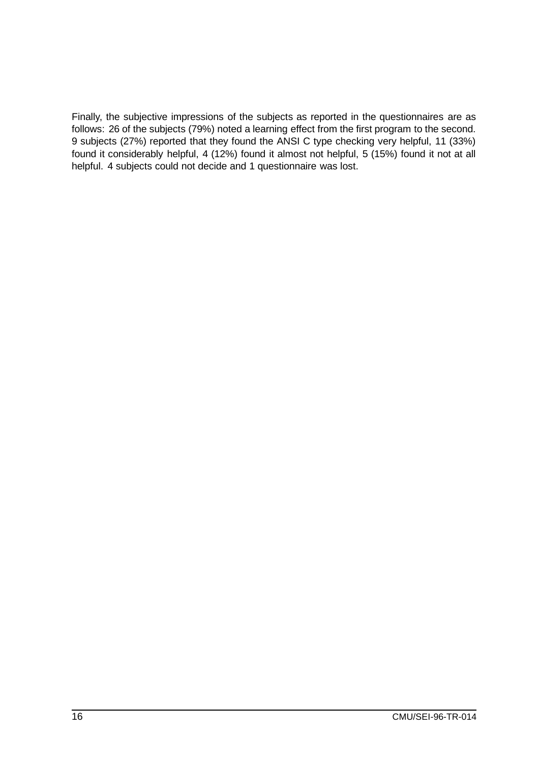Finally, the subjective impressions of the subjects as reported in the questionnaires are as follows: 26 of the subjects (79%) noted a learning effect from the first program to the second. 9 subjects (27%) reported that they found the ANSI C type checking very helpful, 11 (33%) found it considerably helpful, 4 (12%) found it almost not helpful, 5 (15%) found it not at all helpful. 4 subjects could not decide and 1 questionnaire was lost.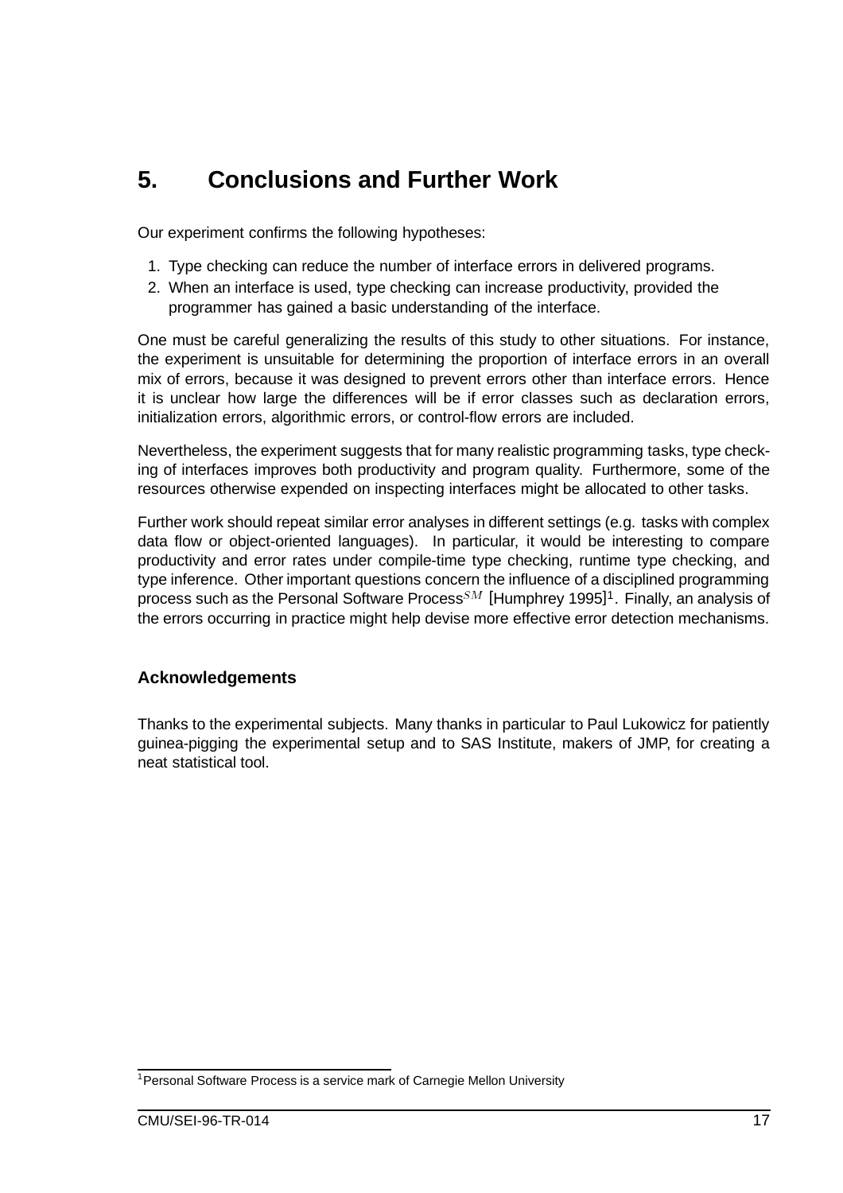# 5. Conclusions and Further Work

Our experiment confirms the following hypotheses:

1. Type checking can reduce the number of interface errors in delivered programs.
2. When an interface is used, type checking can increase productivity, provided the programmer has gained a basic understanding of the interface.

One must be careful generalizing the results of this study to other situations. For instance, the experiment is unsuitable for determining the proportion of interface errors in an overall mix of errors, because it was designed to prevent errors other than interface errors. Hence it is unclear how large the differences will be if error classes such as declaration errors, initialization errors, algorithmic errors, or control-flow errors are included.

Nevertheless, the experiment suggests that for many realistic programming tasks, type checking of interfaces improves both productivity and program quality. Furthermore, some of the resources otherwise expended on inspecting interfaces might be allocated to other tasks.

Further work should repeat similar error analyses in different settings (e.g. tasks with complex data flow or object-oriented languages). In particular, it would be interesting to compare productivity and error rates under compile-time type checking, runtime type checking, and type inference. Other important questions concern the influence of a disciplined programming process such as the Personal Software Process$^{SM}$ [Humphrey 1995][1]. Finally, an analysis of the errors occurring in practice might help devise more effective error detection mechanisms.

### Acknowledgements

Thanks to the experimental subjects. Many thanks in particular to Paul Lukowicz for patiently guinea-pigging the experimental setup and to SAS Institute, makers of JMP, for creating a neat statistical tool.

---

[1] Personal Software Process is a service mark of Carnegie Mellon University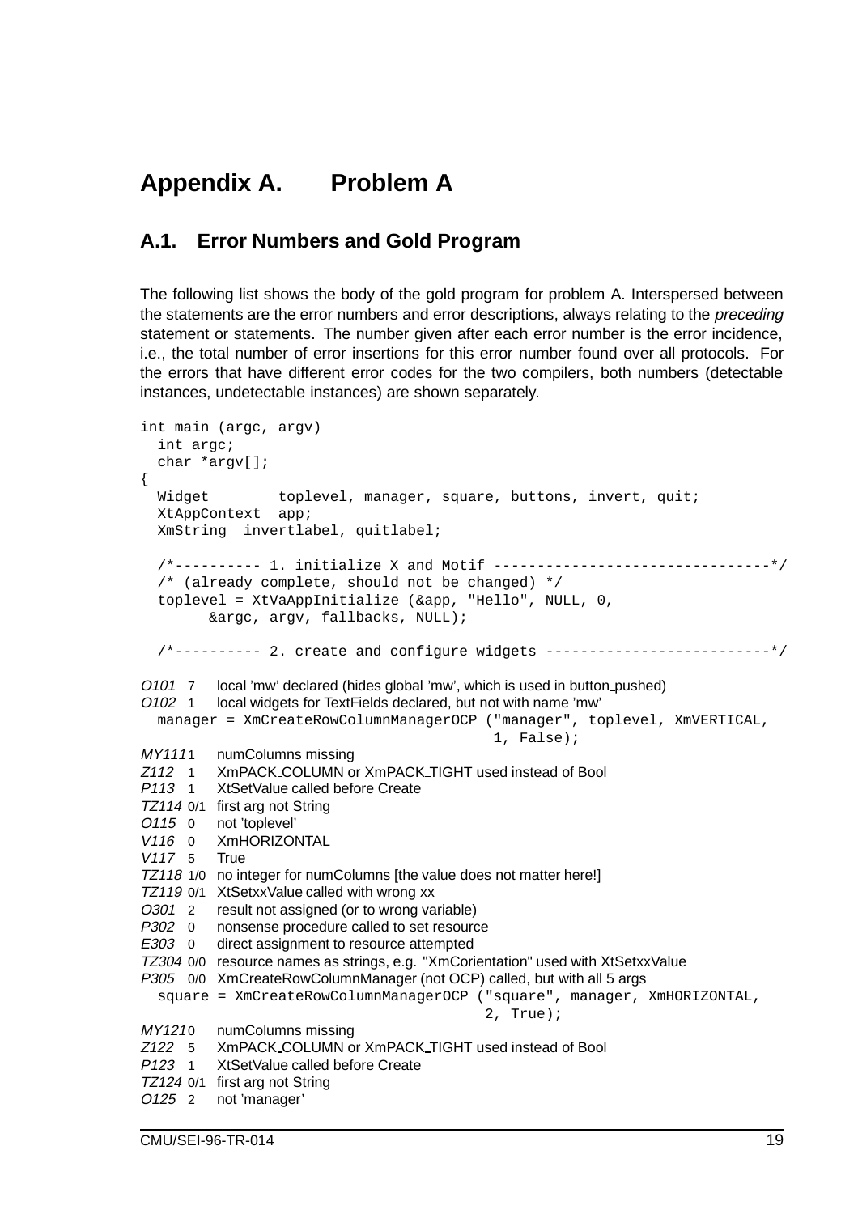# Appendix A. Problem A

## A.1. Error Numbers and Gold Program

The following list shows the body of the gold program for problem A. Interspersed between the statements are the error numbers and error descriptions, always relating to the *preceding* statement or statements. The number given after each error number is the error incidence, i.e., the total number of error insertions for this error number found over all protocols. For the errors that have different error codes for the two compilers, both numbers (detectable instances, undetectable instances) are shown separately.

```
int main (argc, argv)
  int argc;
  char *argv[];
{
  Widget        toplevel, manager, square, buttons, invert, quit;
  XtAppContext  app;
  XmString  invertlabel, quitlabel;

  /*---------- 1. initialize X and Motif --------------------------------*/
  /* (already complete, should not be changed) */
  toplevel = XtVaAppInitialize (&app, "Hello", NULL, 0,
        &argc, argv, fallbacks, NULL);

  /*---------- 2. create and configure widgets --------------------------*/
```

*O101* 7 local 'mw' declared (hides global 'mw', which is used in button_pushed)
*O102* 1 local widgets for TextFields declared, but not with name 'mw'

```
  manager = XmCreateRowColumnManagerOCP ("manager", toplevel, XmVERTICAL,
                                          1, False);
```

*MY111* 1 numColumns missing
*Z112* 1 XmPACK_COLUMN or XmPACK_TIGHT used instead of Bool
*P113* 1 XtSetValue called before Create
*TZ114* 0/1 first arg not String
*O115* 0 not 'toplevel'
*V116* 0 XmHORIZONTAL
*V117* 5 True
*TZ118* 1/0 no integer for numColumns [the value does not matter here!]
*TZ119* 0/1 XtSetxxValue called with wrong xx
*O301* 2 result not assigned (or to wrong variable)
*P302* 0 nonsense procedure called to set resource
*E303* 0 direct assignment to resource attempted
*TZ304* 0/0 resource names as strings, e.g. "XmCorientation" used with XtSetxxValue
*P305* 0/0 XmCreateRowColumnManager (not OCP) called, but with all 5 args

```
  square = XmCreateRowColumnManagerOCP ("square", manager, XmHORIZONTAL,
                                         2, True);
```

*MY121* 0 numColumns missing
*Z122* 5 XmPACK_COLUMN or XmPACK_TIGHT used instead of Bool
*P123* 1 XtSetValue called before Create
*TZ124* 0/1 first arg not String
*O125* 2 not 'manager'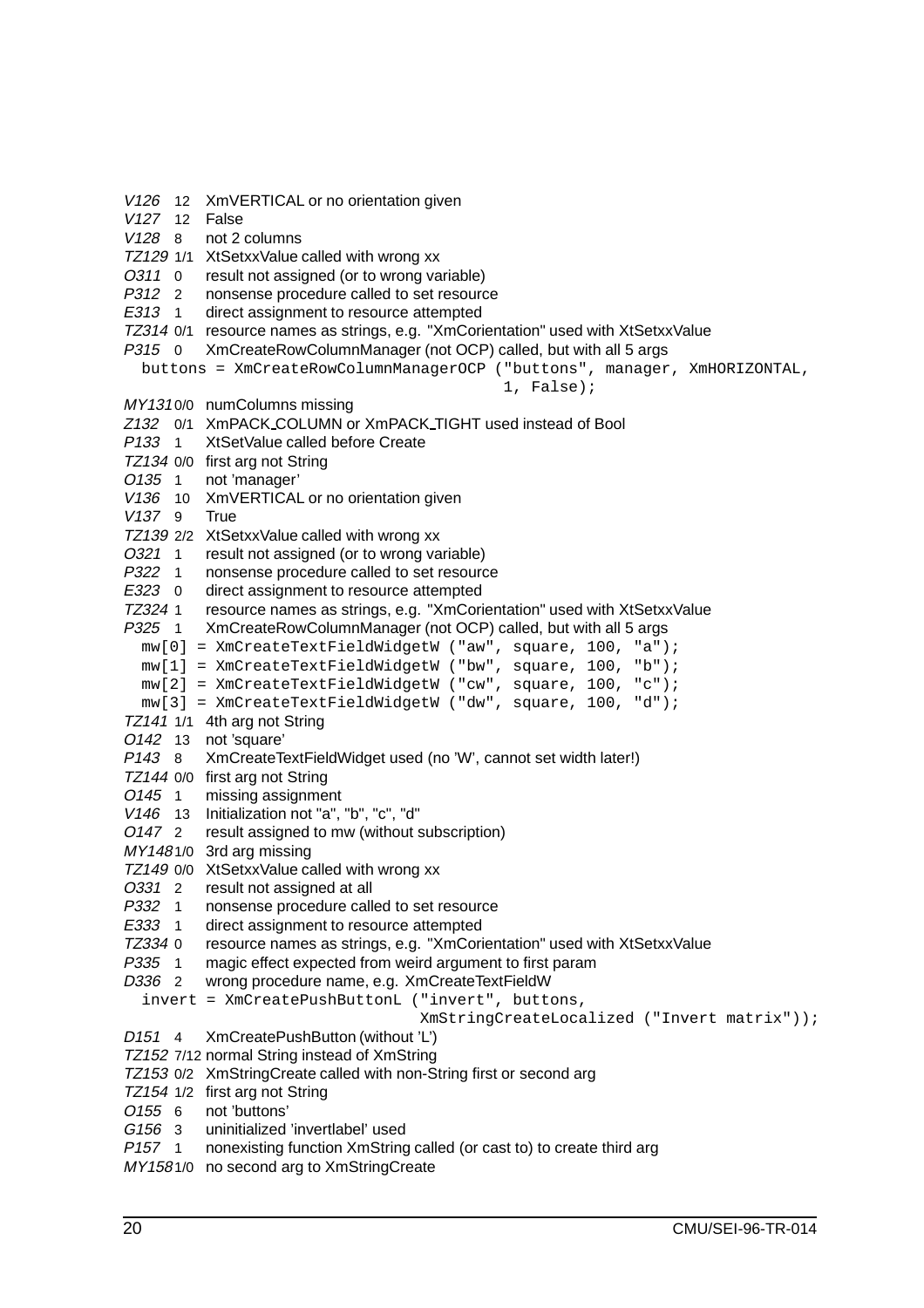*V126* 12 XmVERTICAL or no orientation given
*V127* 12 False
*V128* 8 not 2 columns
*TZ129* 1/1 XtSetxxValue called with wrong xx
*O311* 0 result not assigned (or to wrong variable)
*P312* 2 nonsense procedure called to set resource
*E313* 1 direct assignment to resource attempted
*TZ314* 0/1 resource names as strings, e.g. "XmCorientation" used with XtSetxxValue
*P315* 0 XmCreateRowColumnManager (not OCP) called, but with all 5 args

```
  buttons = XmCreateRowColumnManagerOCP ("buttons", manager, XmHORIZONTAL,
                                         1, False);
```

*MY131* 0/0 numColumns missing
*Z132* 0/1 XmPACK_COLUMN or XmPACK_TIGHT used instead of Bool
*P133* 1 XtSetValue called before Create
*TZ134* 0/0 first arg not String
*O135* 1 not 'manager'
*V136* 10 XmVERTICAL or no orientation given
*V137* 9 True
*TZ139* 2/2 XtSetxxValue called with wrong xx
*O321* 1 result not assigned (or to wrong variable)
*P322* 1 nonsense procedure called to set resource
*E323* 0 direct assignment to resource attempted
*TZ324* 1 resource names as strings, e.g. "XmCorientation" used with XtSetxxValue
*P325* 1 XmCreateRowColumnManager (not OCP) called, but with all 5 args

```
  mw[0] = XmCreateTextFieldWidgetW ("aw", square, 100, "a");
  mw[1] = XmCreateTextFieldWidgetW ("bw", square, 100, "b");
  mw[2] = XmCreateTextFieldWidgetW ("cw", square, 100, "c");
  mw[3] = XmCreateTextFieldWidgetW ("dw", square, 100, "d");
```

*TZ141* 1/1 4th arg not String
*O142* 13 not 'square'
*P143* 8 XmCreateTextFieldWidget used (no 'W', cannot set width later!)
*TZ144* 0/0 first arg not String
*O145* 1 missing assignment
*V146* 13 Initialization not "a", "b", "c", "d"
*O147* 2 result assigned to mw (without subscription)
*MY148* 1/0 3rd arg missing
*TZ149* 0/0 XtSetxxValue called with wrong xx
*O331* 2 result not assigned at all
*P332* 1 nonsense procedure called to set resource
*E333* 1 direct assignment to resource attempted
*TZ334* 0 resource names as strings, e.g. "XmCorientation" used with XtSetxxValue
*P335* 1 magic effect expected from weird argument to first param
*D336* 2 wrong procedure name, e.g. XmCreateTextFieldW

```
  invert = XmCreatePushButtonL ("invert", buttons,
                                XmStringCreateLocalized ("Invert matrix"));
```

*D151* 4 XmCreatePushButton (without 'L')
*TZ152* 7/12 normal String instead of XmString
*TZ153* 0/2 XmStringCreate called with non-String first or second arg
*TZ154* 1/2 first arg not String
*O155* 6 not 'buttons'
*G156* 3 uninitialized 'invertlabel' used
*P157* 1 nonexisting function XmString called (or cast to) to create third arg
*MY158* 1/0 no second arg to XmStringCreate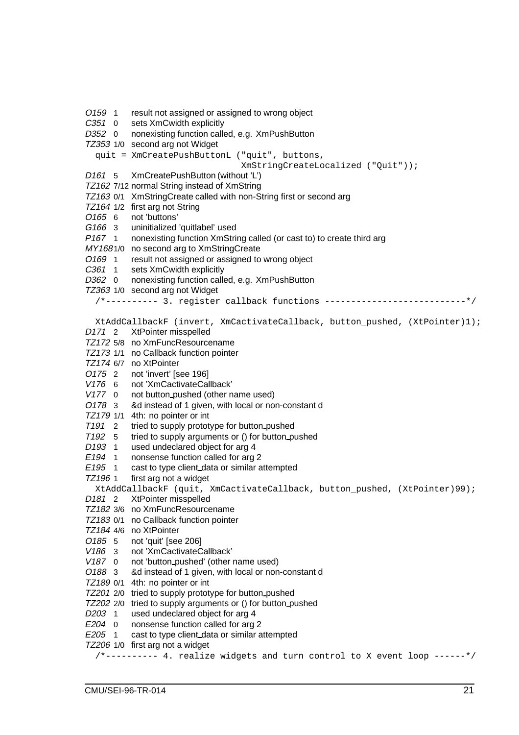*O159* 1 result not assigned or assigned to wrong object
*C351* 0 sets XmCwidth explicitly
*D352* 0 nonexisting function called, e.g. XmPushButton
*TZ353* 1/0 second arg not Widget

```
  quit = XmCreatePushButtonL ("quit", buttons,
                               XmStringCreateLocalized ("Quit"));
```

*D161* 5 XmCreatePushButton (without 'L')
*TZ162* 7/12 normal String instead of XmString
*TZ163* 0/1 XmStringCreate called with non-String first or second arg
*TZ164* 1/2 first arg not String
*O165* 6 not 'buttons'
*G166* 3 uninitialized 'quitlabel' used
*P167* 1 nonexisting function XmString called (or cast to) to create third arg
*MY168* 1/0 no second arg to XmStringCreate
*O169* 1 result not assigned or assigned to wrong object
*C361* 1 sets XmCwidth explicitly
*D362* 0 nonexisting function called, e.g. XmPushButton
*TZ363* 1/0 second arg not Widget

```
  /*---------- 3. register callback functions ---------------------------*/

  XtAddCallbackF (invert, XmCactivateCallback, button_pushed, (XtPointer)1);
```

*D171* 2 XtPointer misspelled
*TZ172* 5/8 no XmFuncResourcename
*TZ173* 1/1 no Callback function pointer
*TZ174* 6/7 no XtPointer
*O175* 2 not 'invert' [see 196]
*V176* 6 not 'XmCactivateCallback'
*V177* 0 not button_pushed (other name used)
*O178* 3 &d instead of 1 given, with local or non-constant d
*TZ179* 1/1 4th: no pointer or int
*T191* 2 tried to supply prototype for button_pushed
*T192* 5 tried to supply arguments or () for button_pushed
*D193* 1 used undeclared object for arg 4
*E194* 1 nonsense function called for arg 2
*E195* 1 cast to type client_data or similar attempted
*TZ196* 1 first arg not a widget

```
  XtAddCallbackF (quit, XmCactivateCallback, button_pushed, (XtPointer)99);
```

*D181* 2 XtPointer misspelled
*TZ182* 3/6 no XmFuncResourcename
*TZ183* 0/1 no Callback function pointer
*TZ184* 4/6 no XtPointer
*O185* 5 not 'quit' [see 206]
*V186* 3 not 'XmCactivateCallback'
*V187* 0 not 'button_pushed' (other name used)
*O188* 3 &d instead of 1 given, with local or non-constant d
*TZ189* 0/1 4th: no pointer or int
*TZ201* 2/0 tried to supply prototype for button_pushed
*TZ202* 2/0 tried to supply arguments or () for button_pushed
*D203* 1 used undeclared object for arg 4
*E204* 0 nonsense function called for arg 2
*E205* 1 cast to type client_data or similar attempted
*TZ206* 1/0 first arg not a widget

```
  /*---------- 4. realize widgets and turn control to X event loop ------*/
```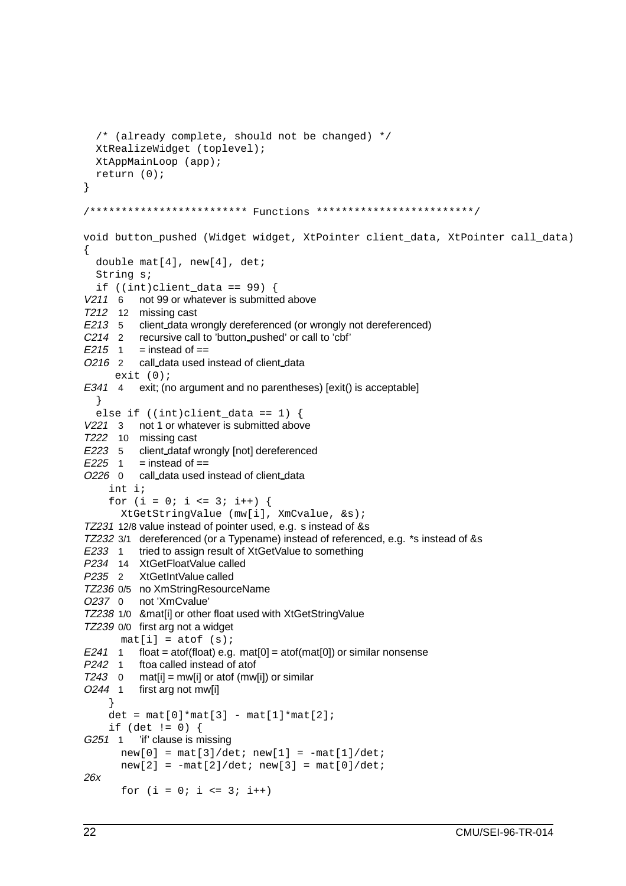```
  /* (already complete, should not be changed) */
  XtRealizeWidget (toplevel);
  XtAppMainLoop (app);
  return (0);
}

/************************* Functions *************************/

void button_pushed (Widget widget, XtPointer client_data, XtPointer call_data)
{
  double mat[4], new[4], det;
  String s;
  if ((int)client_data == 99) {
```

*V211* 6 not 99 or whatever is submitted above
*T212* 12 missing cast
*E213* 5 client_data wrongly dereferenced (or wrongly not dereferenced)
*C214* 2 recursive call to 'button_pushed' or call to 'cbf'
*E215* 1 = instead of ==
*O216* 2 call_data used instead of client_data

```
     exit (0);
```

*E341* 4 exit; (no argument and no parentheses) [exit() is acceptable]

```
  }
  else if ((int)client_data == 1) {
```

*V221* 3 not 1 or whatever is submitted above
*T222* 10 missing cast
*E223* 5 client_dataf wrongly [not] dereferenced
*E225* 1 = instead of ==
*O226* 0 call_data used instead of client_data

```
    int i;
    for (i = 0; i <= 3; i++) {
      XtGetStringValue (mw[i], XmCvalue, &s);
```

*TZ231* 12/8 value instead of pointer used, e.g. s instead of &s
*TZ232* 3/1 dereferenced (or a Typename) instead of referenced, e.g. *s instead of &s
*E233* 1 tried to assign result of XtGetValue to something
*P234* 14 XtGetFloatValue called
*P235* 2 XtGetIntValue called
*TZ236* 0/5 no XmStringResourceName
*O237* 0 not 'XmCvalue'
*TZ238* 1/0 &mat[i] or other float used with XtGetStringValue
*TZ239* 0/0 first arg not a widget

```
      mat[i] = atof (s);
```

*E241* 1 float = atof(float) e.g. mat[0] = atof(mat[0]) or similar nonsense
*P242* 1 ftoa called instead of atof
*T243* 0 mat[i] = mw[i] or atof (mw[i]) or similar
*O244* 1 first arg not mw[i]

```
    }
    det = mat[0]*mat[3] - mat[1]*mat[2];
    if (det != 0) {
```

*G251* 1 'if' clause is missing

```
      new[0] = mat[3]/det; new[1] = -mat[1]/det;
      new[2] = -mat[2]/det; new[3] = mat[0]/det;
```

*26x*

```
      for (i = 0; i <= 3; i++)
```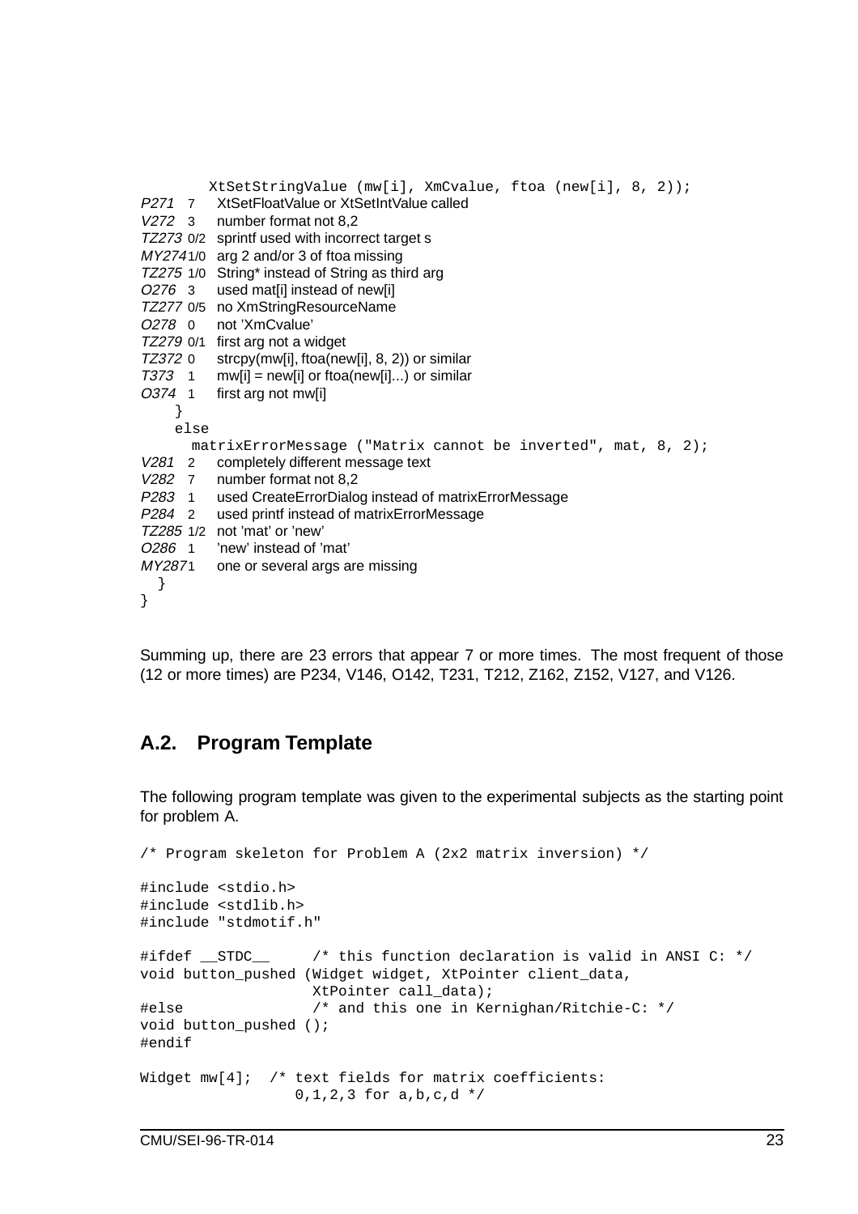```
        XtSetStringValue (mw[i], XmCvalue, ftoa (new[i], 8, 2));
P271   7     XtSetFloatValue or XtSetIntValue called
V272   3     number format not 8,2
TZ273  0/2   sprintf used with incorrect target s
MY274  1/0   arg 2 and/or 3 of ftoa missing
TZ275  1/0   String* instead of String as third arg
O276   3     used mat[i] instead of new[i]
TZ277  0/5   no XmStringResourceName
O278   0     not 'XmCvalue'
TZ279  0/1   first arg not a widget
TZ372  0     strcpy(mw[i], ftoa(new[i], 8, 2)) or similar
T373   1     mw[i] = new[i] or ftoa(new[i]...) or similar
O374   1     first arg not mw[i]
    }
    else
      matrixErrorMessage ("Matrix cannot be inverted", mat, 8, 2);
V281   2     completely different message text
V282   7     number format not 8,2
P283   1     used CreateErrorDialog instead of matrixErrorMessage
P284   2     used printf instead of matrixErrorMessage
TZ285  1/2   not 'mat' or 'new'
O286   1     'new' instead of 'mat'
MY287  1     one or several args are missing
  }
}
```

Summing up, there are 23 errors that appear 7 or more times. The most frequent of those (12 or more times) are P234, V146, O142, T231, T212, Z162, Z152, V127, and V126.

## A.2. Program Template

The following program template was given to the experimental subjects as the starting point for problem A.

```
/* Program skeleton for Problem A (2x2 matrix inversion) */

#include <stdio.h>
#include <stdlib.h>
#include "stdmotif.h"

#ifdef __STDC__      /* this function declaration is valid in ANSI C: */
void button_pushed (Widget widget, XtPointer client_data,
                    XtPointer call_data);
#else                /* and this one in Kernighan/Ritchie-C: */
void button_pushed ();
#endif

Widget mw[4];  /* text fields for matrix coefficients:
                  0,1,2,3 for a,b,c,d */
```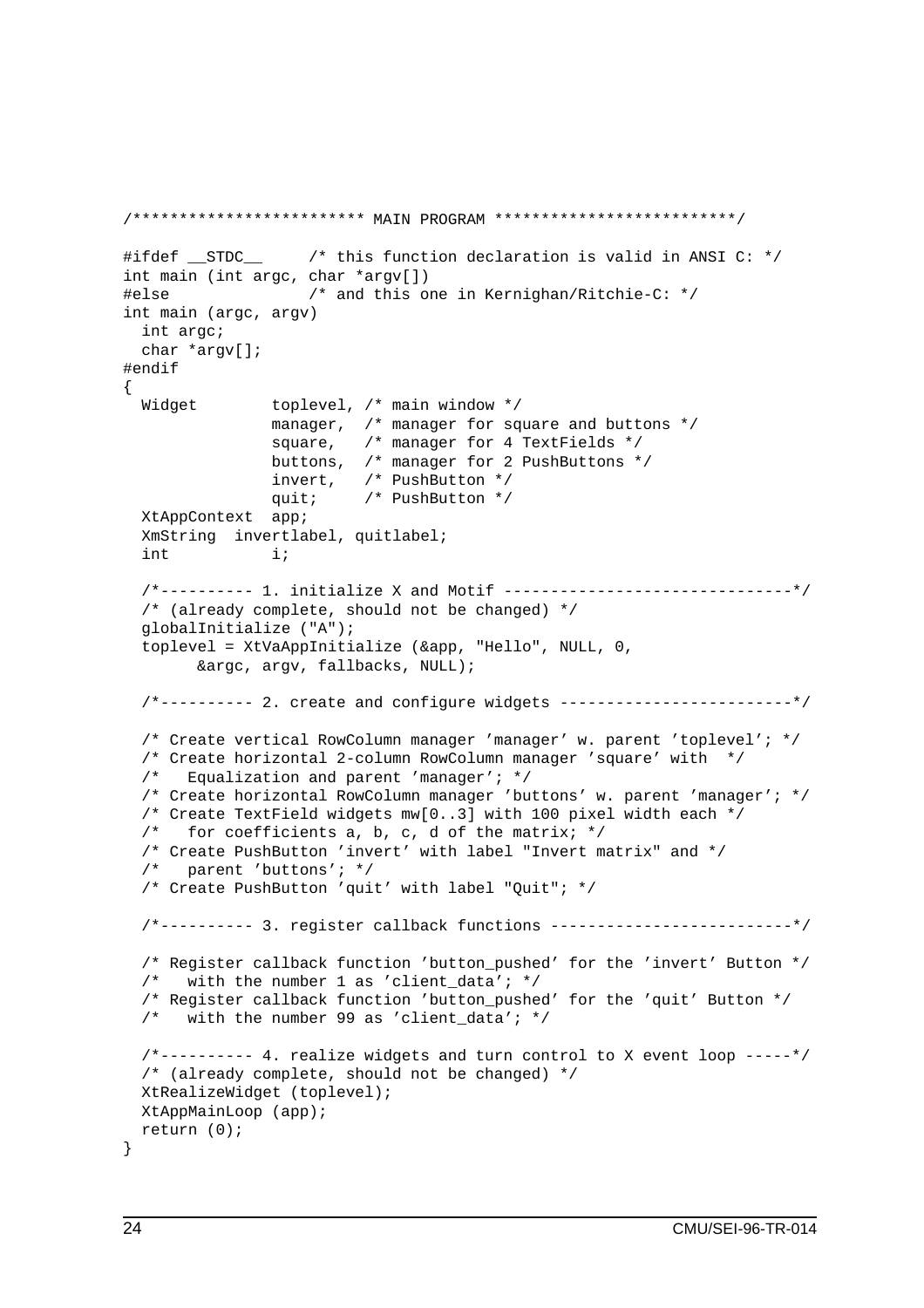```
/************************* MAIN PROGRAM *************************/

#ifdef __STDC__     /* this function declaration is valid in ANSI C: */
int main (int argc, char *argv[])
#else               /* and this one in Kernighan/Ritchie-C: */
int main (argc, argv)
  int argc;
  char *argv[];
#endif
{
  Widget        toplevel, /* main window */
                manager,  /* manager for square and buttons */
                square,   /* manager for 4 TextFields */
                buttons,  /* manager for 2 PushButtons */
                invert,   /* PushButton */
                quit;     /* PushButton */
  XtAppContext  app;
  XmString  invertlabel, quitlabel;
  int           i;

  /*---------- 1. initialize X and Motif -------------------------------*/
  /* (already complete, should not be changed) */
  globalInitialize ("A");
  toplevel = XtVaAppInitialize (&app, "Hello", NULL, 0,
        &argc, argv, fallbacks, NULL);

  /*---------- 2. create and configure widgets -------------------------*/

  /* Create vertical RowColumn manager 'manager' w. parent 'toplevel'; */
  /* Create horizontal 2-column RowColumn manager 'square' with  */
  /*   Equalization and parent 'manager'; */
  /* Create horizontal RowColumn manager 'buttons' w. parent 'manager'; */
  /* Create TextField widgets mw[0..3] with 100 pixel width each */
  /*   for coefficients a, b, c, d of the matrix; */
  /* Create PushButton 'invert' with label "Invert matrix" and */
  /*   parent 'buttons'; */
  /* Create PushButton 'quit' with label "Quit"; */

  /*---------- 3. register callback functions --------------------------*/

  /* Register callback function 'button_pushed' for the 'invert' Button */
  /*   with the number 1 as 'client_data'; */
  /* Register callback function 'button_pushed' for the 'quit' Button */
  /*   with the number 99 as 'client_data'; */

  /*---------- 4. realize widgets and turn control to X event loop -----*/
  /* (already complete, should not be changed) */
  XtRealizeWidget (toplevel);
  XtAppMainLoop (app);
  return (0);
}
```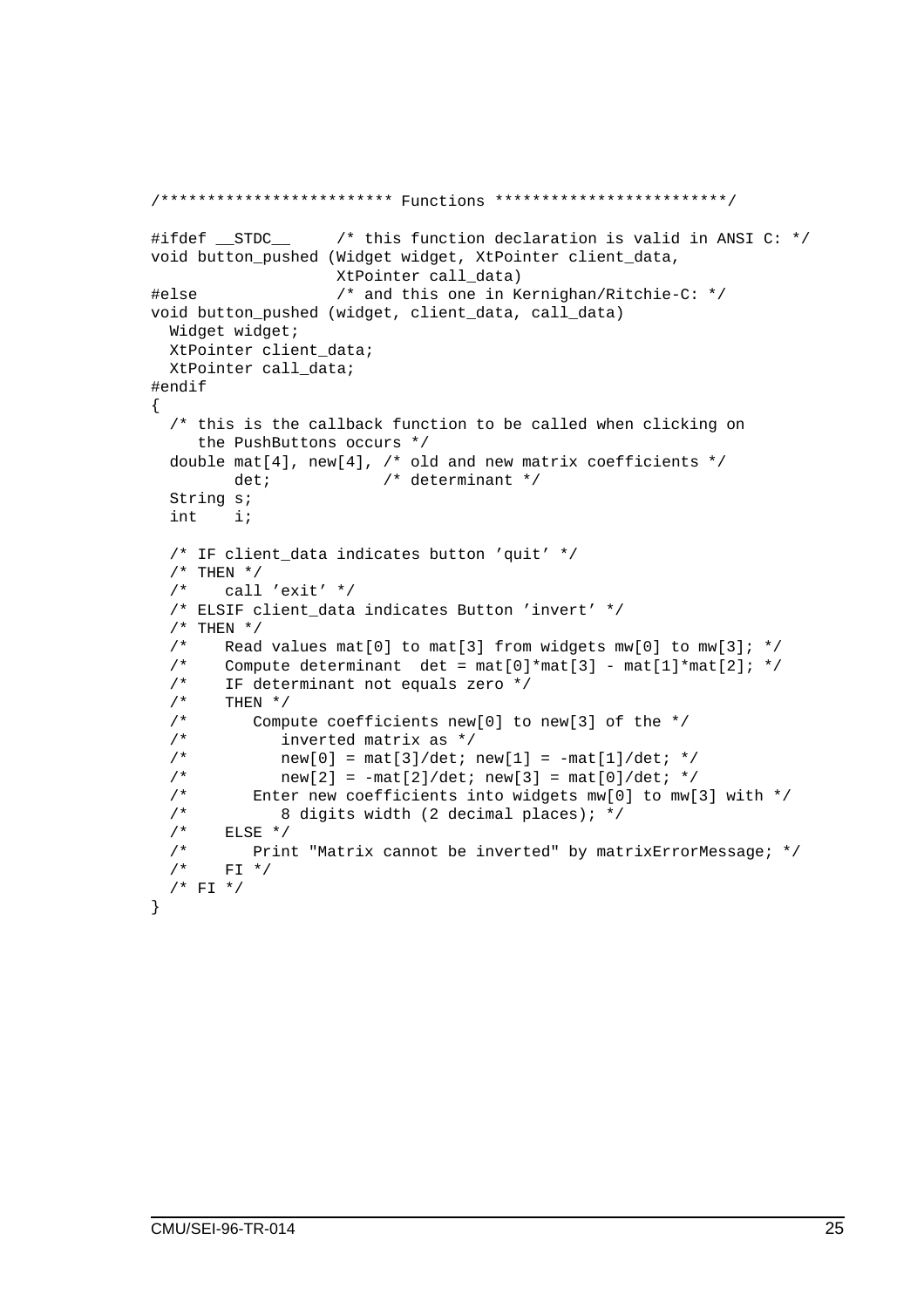```
/************************ Functions ************************/

#ifdef __STDC__      /* this function declaration is valid in ANSI C: */
void button_pushed (Widget widget, XtPointer client_data,
                    XtPointer call_data)
#else                /* and this one in Kernighan/Ritchie-C: */
void button_pushed (widget, client_data, call_data)
  Widget widget;
  XtPointer client_data;
  XtPointer call_data;
#endif
{
  /* this is the callback function to be called when clicking on
     the PushButtons occurs */
  double mat[4], new[4], /* old and new matrix coefficients */
         det;            /* determinant */
  String s;
  int    i;

  /* IF client_data indicates button 'quit' */
  /* THEN */
  /*    call 'exit' */
  /* ELSIF client_data indicates Button 'invert' */
  /* THEN */
  /*    Read values mat[0] to mat[3] from widgets mw[0] to mw[3]; */
  /*    Compute determinant  det = mat[0]*mat[3] - mat[1]*mat[2]; */
  /*    IF determinant not equals zero */
  /*    THEN */
  /*       Compute coefficients new[0] to new[3] of the */
  /*          inverted matrix as */
  /*          new[0] = mat[3]/det; new[1] = -mat[1]/det; */
  /*          new[2] = -mat[2]/det; new[3] = mat[0]/det; */
  /*       Enter new coefficients into widgets mw[0] to mw[3] with */
  /*          8 digits width (2 decimal places); */
  /*    ELSE */
  /*       Print "Matrix cannot be inverted" by matrixErrorMessage; */
  /*    FI */
  /* FI */
}
```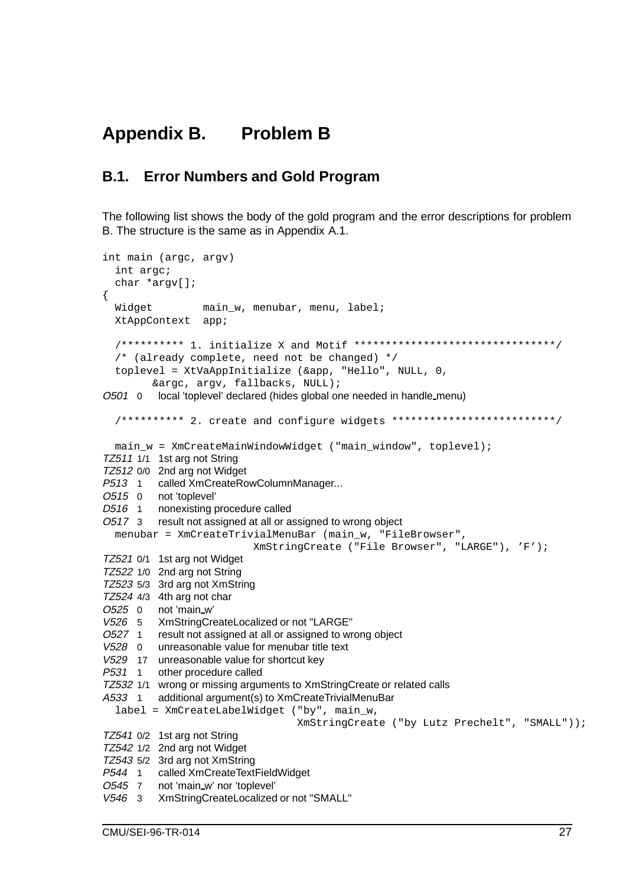# Appendix B. Problem B

## B.1. Error Numbers and Gold Program

The following list shows the body of the gold program and the error descriptions for problem B. The structure is the same as in Appendix A.1.

```
int main (argc, argv)
  int argc;
  char *argv[];
{
  Widget        main_w, menubar, menu, label;
  XtAppContext  app;

  /********** 1. initialize X and Motif ********************************/
  /* (already complete, need not be changed) */
  toplevel = XtVaAppInitialize (&app, "Hello", NULL, 0,
        &argc, argv, fallbacks, NULL);
O501  0    local 'toplevel' declared (hides global one needed in handle_menu)

  /********** 2. create and configure widgets **************************/

  main_w = XmCreateMainWindowWidget ("main_window", toplevel);
TZ511 1/1  1st arg not String
TZ512 0/0  2nd arg not Widget
P513  1    called XmCreateRowColumnManager...
O515  0    not 'toplevel'
D516  1    nonexisting procedure called
O517  3    result not assigned at all or assigned to wrong object
  menubar = XmCreateTrivialMenuBar (main_w, "FileBrowser",
                      XmStringCreate ("File Browser", "LARGE"), 'F');
TZ521 0/1  1st arg not Widget
TZ522 1/0  2nd arg not String
TZ523 5/3  3rd arg not XmString
TZ524 4/3  4th arg not char
O525  0    not 'main_w'
V526  5    XmStringCreateLocalized or not "LARGE"
O527  1    result not assigned at all or assigned to wrong object
V528  0    unreasonable value for menubar title text
V529  17   unreasonable value for shortcut key
P531  1    other procedure called
TZ532 1/1  wrong or missing arguments to XmStringCreate or related calls
A533  1    additional argument(s) to XmCreateTrivialMenuBar
  label = XmCreateLabelWidget ("by", main_w,
                         XmStringCreate ("by Lutz Prechelt", "SMALL"));
TZ541 0/2  1st arg not String
TZ542 1/2  2nd arg not Widget
TZ543 5/2  3rd arg not XmString
P544  1    called XmCreateTextFieldWidget
O545  7    not 'main_w' nor 'toplevel'
V546  3    XmStringCreateLocalized or not "SMALL"
```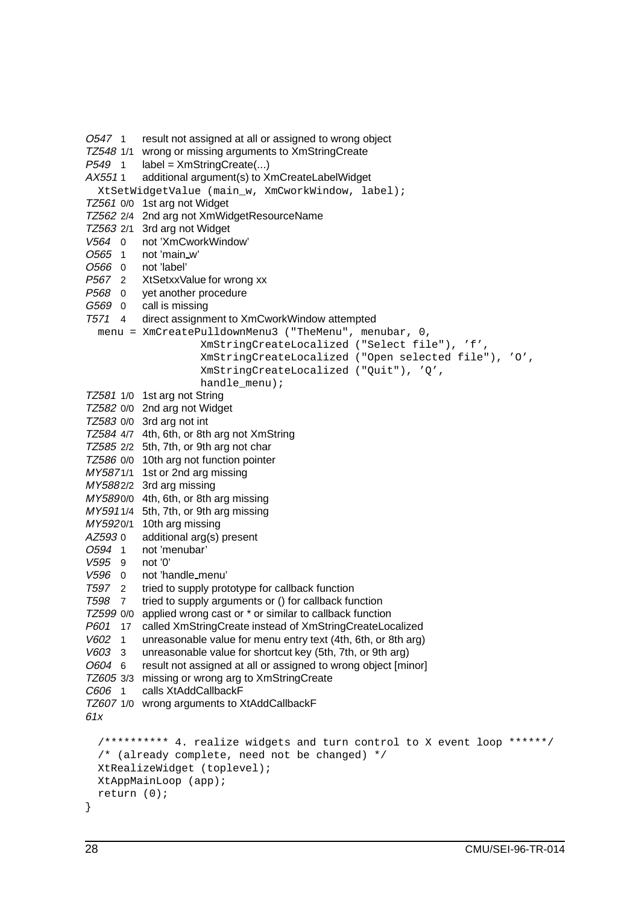*O547* 1 result not assigned at all or assigned to wrong object
*TZ548* 1/1 wrong or missing arguments to XmStringCreate
*P549* 1 label = XmStringCreate(...)
*AX551* 1 additional argument(s) to XmCreateLabelWidget

```
  XtSetWidgetValue (main_w, XmCworkWindow, label);
```

*TZ561* 0/0 1st arg not Widget
*TZ562* 2/4 2nd arg not XmWidgetResourceName
*TZ563* 2/1 3rd arg not Widget
*V564* 0 not 'XmCworkWindow'
*O565* 1 not 'main_w'
*O566* 0 not 'label'
*P567* 2 XtSetxxValue for wrong xx
*P568* 0 yet another procedure
*G569* 0 call is missing
*T571* 4 direct assignment to XmCworkWindow attempted

```
  menu = XmCreatePulldownMenu3 ("TheMenu", menubar, 0,
                 XmStringCreateLocalized ("Select file"), 'f',
                 XmStringCreateLocalized ("Open selected file"), 'O',
                 XmStringCreateLocalized ("Quit"), 'Q',
                 handle_menu);
```

*TZ581* 1/0 1st arg not String
*TZ582* 0/0 2nd arg not Widget
*TZ583* 0/0 3rd arg not int
*TZ584* 4/7 4th, 6th, or 8th arg not XmString
*TZ585* 2/2 5th, 7th, or 9th arg not char
*TZ586* 0/0 10th arg not function pointer
*MY587* 1/1 1st or 2nd arg missing
*MY588* 2/2 3rd arg missing
*MY589* 0/0 4th, 6th, or 8th arg missing
*MY591* 1/4 5th, 7th, or 9th arg missing
*MY592* 0/1 10th arg missing
*AZ593* 0 additional arg(s) present
*O594* 1 not 'menubar'
*V595* 9 not '0'
*V596* 0 not 'handle_menu'
*T597* 2 tried to supply prototype for callback function
*T598* 7 tried to supply arguments or () for callback function
*TZ599* 0/0 applied wrong cast or * or similar to callback function
*P601* 17 called XmStringCreate instead of XmStringCreateLocalized
*V602* 1 unreasonable value for menu entry text (4th, 6th, or 8th arg)
*V603* 3 unreasonable value for shortcut key (5th, 7th, or 9th arg)
*O604* 6 result not assigned at all or assigned to wrong object [minor]
*TZ605* 3/3 missing or wrong arg to XmStringCreate
*C606* 1 calls XtAddCallbackF
*TZ607* 1/0 wrong arguments to XtAddCallbackF
*61x*

```
  /********** 4. realize widgets and turn control to X event loop ******/
  /* (already complete, need not be changed) */
  XtRealizeWidget (toplevel);
  XtAppMainLoop (app);
  return (0);
}
```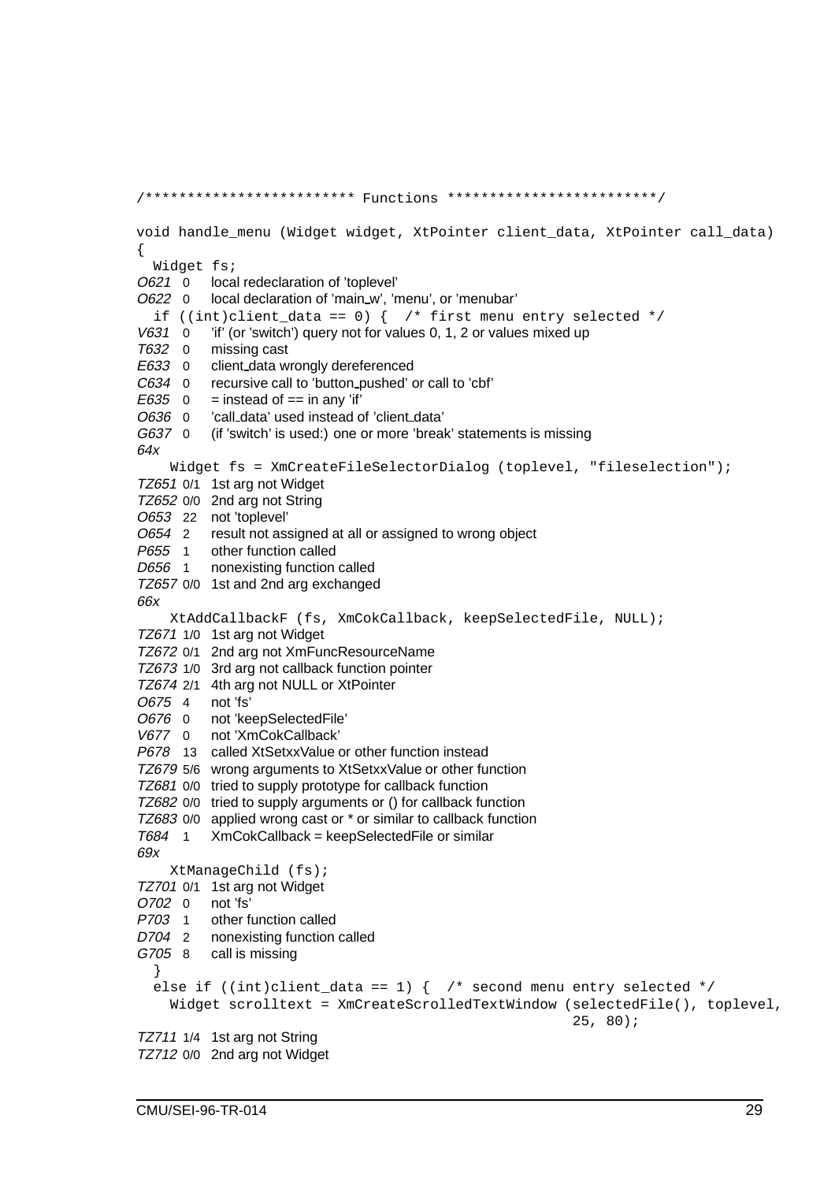```
/************************* Functions *************************/

void handle_menu (Widget widget, XtPointer client_data, XtPointer call_data)
{
  Widget fs;
```

*O621* 0 local redeclaration of 'toplevel'
*O622* 0 local declaration of 'main_w', 'menu', or 'menubar'

```
  if ((int)client_data == 0) {  /* first menu entry selected */
```

*V631* 0 'if' (or 'switch') query not for values 0, 1, 2 or values mixed up
*T632* 0 missing cast
*E633* 0 client_data wrongly dereferenced
*C634* 0 recursive call to 'button_pushed' or call to 'cbf'
*E635* 0 = instead of == in any 'if'
*O636* 0 'call_data' used instead of 'client_data'
*G637* 0 (if 'switch' is used:) one or more 'break' statements is missing
*64x*

```
    Widget fs = XmCreateFileSelectorDialog (toplevel, "fileselection");
```

*TZ651* 0/1 1st arg not Widget
*TZ652* 0/0 2nd arg not String
*O653* 22 not 'toplevel'
*O654* 2 result not assigned at all or assigned to wrong object
*P655* 1 other function called
*D656* 1 nonexisting function called
*TZ657* 0/0 1st and 2nd arg exchanged
*66x*

```
    XtAddCallbackF (fs, XmCokCallback, keepSelectedFile, NULL);
```

*TZ671* 1/0 1st arg not Widget
*TZ672* 0/1 2nd arg not XmFuncResourceName
*TZ673* 1/0 3rd arg not callback function pointer
*TZ674* 2/1 4th arg not NULL or XtPointer
*O675* 4 not 'fs'
*O676* 0 not 'keepSelectedFile'
*V677* 0 not 'XmCokCallback'
*P678* 13 called XtSetxxValue or other function instead
*TZ679* 5/6 wrong arguments to XtSetxxValue or other function
*TZ681* 0/0 tried to supply prototype for callback function
*TZ682* 0/0 tried to supply arguments or () for callback function
*TZ683* 0/0 applied wrong cast or * or similar to callback function
*T684* 1 XmCokCallback = keepSelectedFile or similar
*69x*

```
    XtManageChild (fs);
```

*TZ701* 0/1 1st arg not Widget
*O702* 0 not 'fs'
*P703* 1 other function called
*D704* 2 nonexisting function called
*G705* 8 call is missing

```
  }
  else if ((int)client_data == 1) {  /* second menu entry selected */
    Widget scrolltext = XmCreateScrolledTextWindow (selectedFile(), toplevel,
                                                    25, 80);
```

*TZ711* 1/4 1st arg not String
*TZ712* 0/0 2nd arg not Widget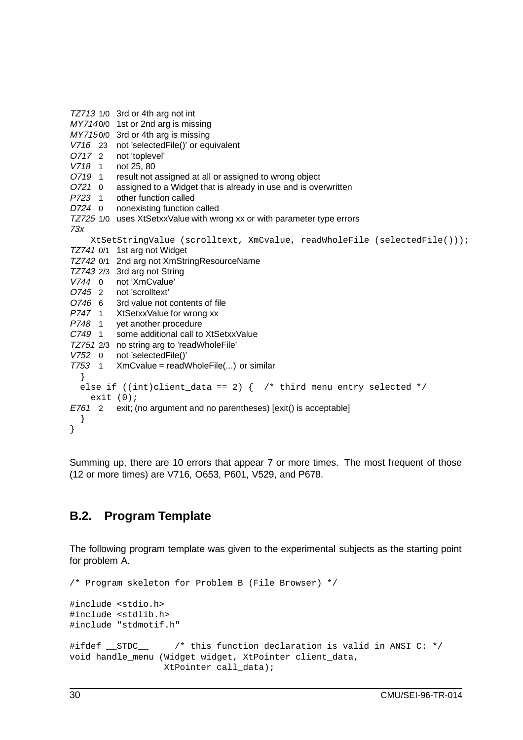*TZ713* 1/0 3rd or 4th arg not int
*MY714* 0/0 1st or 2nd arg is missing
*MY715* 0/0 3rd or 4th arg is missing
*V716* 23 not 'selectedFile()' or equivalent
*O717* 2 not 'toplevel'
*V718* 1 not 25, 80
*O719* 1 result not assigned at all or assigned to wrong object
*O721* 0 assigned to a Widget that is already in use and is overwritten
*P723* 1 other function called
*D724* 0 nonexisting function called
*TZ725* 1/0 uses XtSetxxValue with wrong xx or with parameter type errors
*73x*

```
    XtSetStringValue (scrolltext, XmCvalue, readWholeFile (selectedFile()));
```

*TZ741* 0/1 1st arg not Widget
*TZ742* 0/1 2nd arg not XmStringResourceName
*TZ743* 2/3 3rd arg not String
*V744* 0 not 'XmCvalue'
*O745* 2 not 'scrolltext'
*O746* 6 3rd value not contents of file
*P747* 1 XtSetxxValue for wrong xx
*P748* 1 yet another procedure
*C749* 1 some additional call to XtSetxxValue
*TZ751* 2/3 no string arg to 'readWholeFile'
*V752* 0 not 'selectedFile()'
*T753* 1 XmCvalue = readWholeFile(...) or similar

```
  }
  else if ((int)client_data == 2) {  /* third menu entry selected */
    exit (0);
```

*E761* 2 exit; (no argument and no parentheses) [exit() is acceptable]

```
  }
}
```

Summing up, there are 10 errors that appear 7 or more times. The most frequent of those (12 or more times) are V716, O653, P601, V529, and P678.

## B.2. Program Template

The following program template was given to the experimental subjects as the starting point for problem A.

```
/* Program skeleton for Problem B (File Browser) */

#include <stdio.h>
#include <stdlib.h>
#include "stdmotif.h"

#ifdef __STDC__     /* this function declaration is valid in ANSI C: */
void handle_menu (Widget widget, XtPointer client_data,
                  XtPointer call_data);
```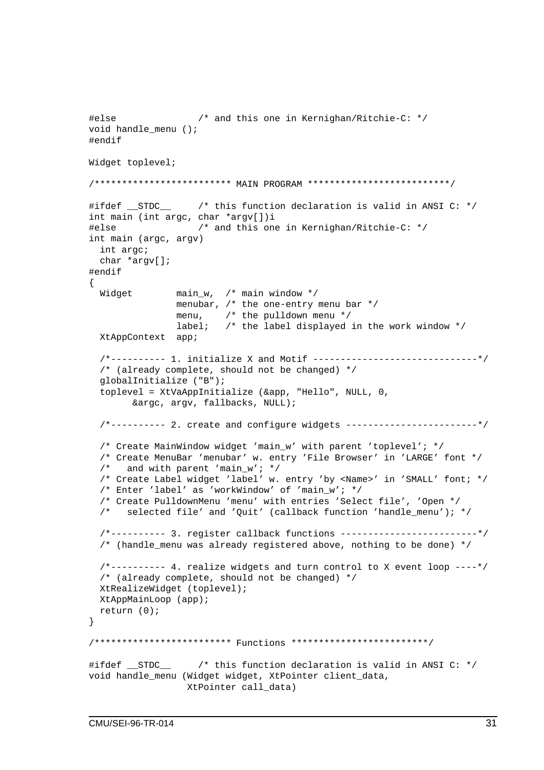```
#else               /* and this one in Kernighan/Ritchie-C: */
void handle_menu ();
#endif

Widget toplevel;

/************************* MAIN PROGRAM *************************/

#ifdef __STDC__     /* this function declaration is valid in ANSI C: */
int main (int argc, char *argv[])i
#else               /* and this one in Kernighan/Ritchie-C: */
int main (argc, argv)
  int argc;
  char *argv[];
#endif
{
  Widget        main_w,  /* main window */
                menubar, /* the one-entry menu bar */
                menu,    /* the pulldown menu */
                label;   /* the label displayed in the work window */
  XtAppContext  app;

  /*---------- 1. initialize X and Motif ------------------------------*/
  /* (already complete, should not be changed) */
  globalInitialize ("B");
  toplevel = XtVaAppInitialize (&app, "Hello", NULL, 0,
        &argc, argv, fallbacks, NULL);

  /*---------- 2. create and configure widgets ------------------------*/

  /* Create MainWindow widget ’main_w’ with parent ’toplevel’; */
  /* Create MenuBar ’menubar’ w. entry ’File Browser’ in ’LARGE’ font */
  /*   and with parent ’main_w’; */
  /* Create Label widget ’label’ w. entry ’by <Name>’ in ’SMALL’ font; */
  /* Enter ’label’ as ’workWindow’ of ’main_w’; */
  /* Create PulldownMenu ’menu’ with entries ’Select file’, ’Open */
  /*   selected file’ and ’Quit’ (callback function ’handle_menu’); */

  /*---------- 3. register callback functions -------------------------*/
  /* (handle_menu was already registered above, nothing to be done) */

  /*---------- 4. realize widgets and turn control to X event loop ----*/
  /* (already complete, should not be changed) */
  XtRealizeWidget (toplevel);
  XtAppMainLoop (app);
  return (0);
}

/************************* Functions *************************/

#ifdef __STDC__     /* this function declaration is valid in ANSI C: */
void handle_menu (Widget widget, XtPointer client_data,
                  XtPointer call_data)
```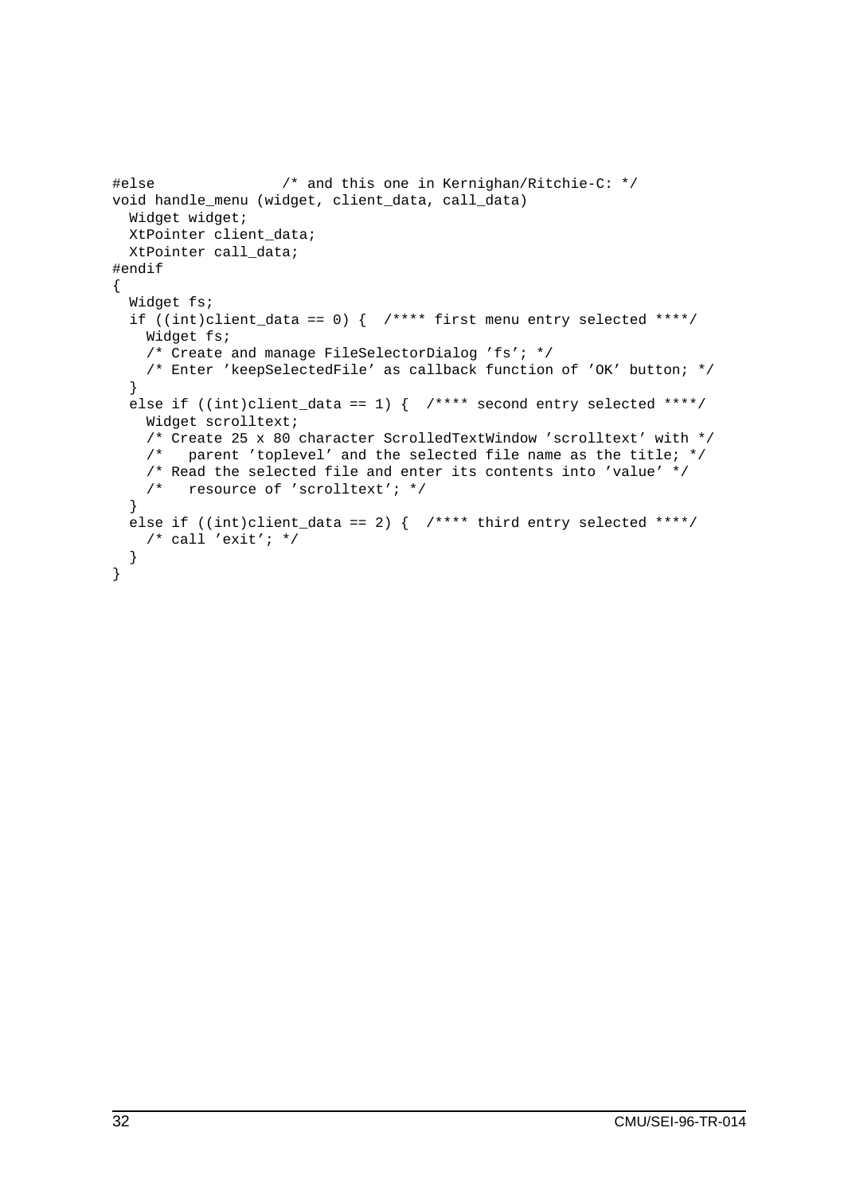```
#else               /* and this one in Kernighan/Ritchie-C: */
void handle_menu (widget, client_data, call_data)
  Widget widget;
  XtPointer client_data;
  XtPointer call_data;
#endif
{
  Widget fs;
  if ((int)client_data == 0) {  /**** first menu entry selected ****/
    Widget fs;
    /* Create and manage FileSelectorDialog 'fs'; */
    /* Enter 'keepSelectedFile' as callback function of 'OK' button; */
  }
  else if ((int)client_data == 1) {  /**** second entry selected ****/
    Widget scrolltext;
    /* Create 25 x 80 character ScrolledTextWindow 'scrolltext' with */
    /*   parent 'toplevel' and the selected file name as the title; */
    /* Read the selected file and enter its contents into 'value' */
    /*   resource of 'scrolltext'; */
  }
  else if ((int)client_data == 2) {  /**** third entry selected ****/
    /* call 'exit'; */
  }
}
```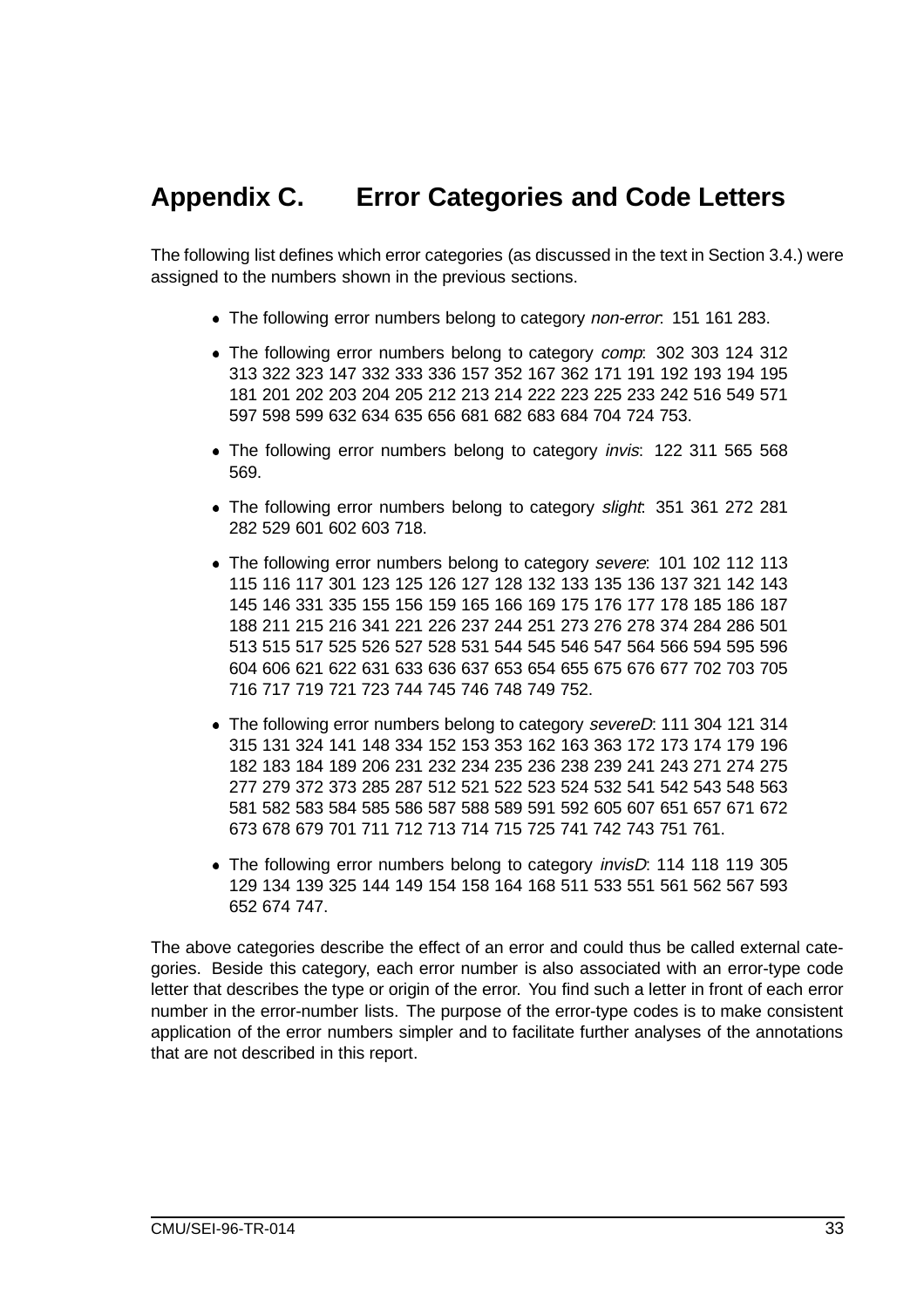# Appendix C. Error Categories and Code Letters

The following list defines which error categories (as discussed in the text in Section 3.4.) were assigned to the numbers shown in the previous sections.

- The following error numbers belong to category *non-error*: 151 161 283.
- The following error numbers belong to category *comp*: 302 303 124 312 313 322 323 147 332 333 336 157 352 167 362 171 191 192 193 194 195 181 201 202 203 204 205 212 213 214 222 223 225 233 242 516 549 571 597 598 599 632 634 635 656 681 682 683 684 704 724 753.
- The following error numbers belong to category *invis*: 122 311 565 568 569.
- The following error numbers belong to category *slight*: 351 361 272 281 282 529 601 602 603 718.
- The following error numbers belong to category *severe*: 101 102 112 113 115 116 117 301 123 125 126 127 128 132 133 135 136 137 321 142 143 145 146 331 335 155 156 159 165 166 169 175 176 177 178 185 186 187 188 211 215 216 341 221 226 237 244 251 273 276 278 374 284 286 501 513 515 517 525 526 527 528 531 544 545 546 547 564 566 594 595 596 604 606 621 622 631 633 636 637 653 654 655 675 676 677 702 703 705 716 717 719 721 723 744 745 746 748 749 752.
- The following error numbers belong to category *severeD*: 111 304 121 314 315 131 324 141 148 334 152 153 353 162 163 363 172 173 174 179 196 182 183 184 189 206 231 232 234 235 236 238 239 241 243 271 274 275 277 279 372 373 285 287 512 521 522 523 524 532 541 542 543 548 563 581 582 583 584 585 586 587 588 589 591 592 605 607 651 657 671 672 673 678 679 701 711 712 713 714 715 725 741 742 743 751 761.
- The following error numbers belong to category *invisD*: 114 118 119 305 129 134 139 325 144 149 154 158 164 168 511 533 551 561 562 567 593 652 674 747.

The above categories describe the effect of an error and could thus be called external categories. Beside this category, each error number is also associated with an error-type code letter that describes the type or origin of the error. You find such a letter in front of each error number in the error-number lists. The purpose of the error-type codes is to make consistent application of the error numbers simpler and to facilitate further analyses of the annotations that are not described in this report.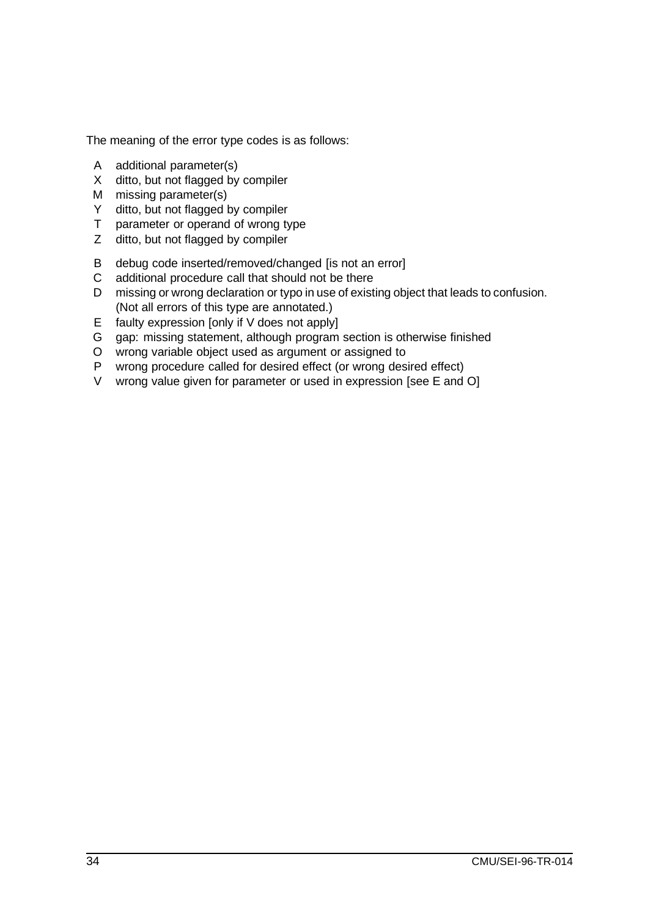The meaning of the error type codes is as follows:

- A additional parameter(s)
- X ditto, but not flagged by compiler
- M missing parameter(s)
- Y ditto, but not flagged by compiler
- T parameter or operand of wrong type
- Z ditto, but not flagged by compiler

- B debug code inserted/removed/changed [is not an error]
- C additional procedure call that should not be there
- D missing or wrong declaration or typo in use of existing object that leads to confusion. (Not all errors of this type are annotated.)
- E faulty expression [only if V does not apply]
- G gap: missing statement, although program section is otherwise finished
- O wrong variable object used as argument or assigned to
- P wrong procedure called for desired effect (or wrong desired effect)
- V wrong value given for parameter or used in expression [see E and O]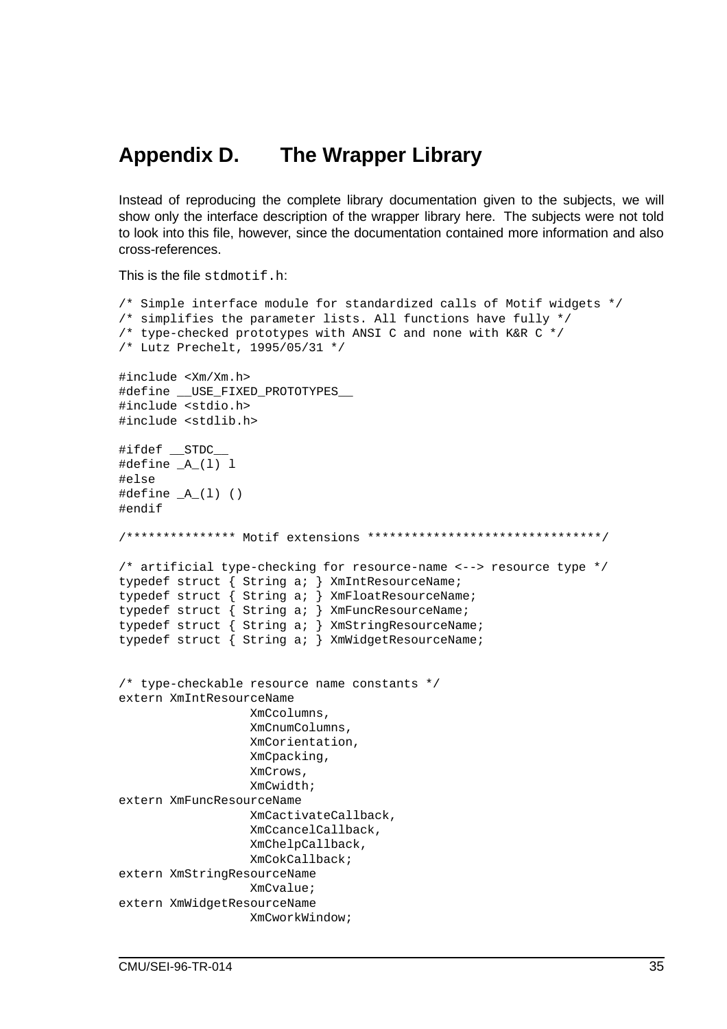# Appendix D. The Wrapper Library

Instead of reproducing the complete library documentation given to the subjects, we will show only the interface description of the wrapper library here. The subjects were not told to look into this file, however, since the documentation contained more information and also cross-references.

This is the file `stdmotif.h`:

```
/* Simple interface module for standardized calls of Motif widgets */
/* simplifies the parameter lists. All functions have fully */
/* type-checked prototypes with ANSI C and none with K&R C */
/* Lutz Prechelt, 1995/05/31 */

#include <Xm/Xm.h>
#define __USE_FIXED_PROTOTYPES__
#include <stdio.h>
#include <stdlib.h>

#ifdef __STDC__
#define _A_(l) l
#else
#define _A_(l) ()
#endif

/*************** Motif extensions ********************************/

/* artificial type-checking for resource-name <--> resource type */
typedef struct { String a; } XmIntResourceName;
typedef struct { String a; } XmFloatResourceName;
typedef struct { String a; } XmFuncResourceName;
typedef struct { String a; } XmStringResourceName;
typedef struct { String a; } XmWidgetResourceName;


/* type-checkable resource name constants */
extern XmIntResourceName
                XmCcolumns,
                XmCnumColumns,
                XmCorientation,
                XmCpacking,
                XmCrows,
                XmCwidth;
extern XmFuncResourceName
                XmCactivateCallback,
                XmCcancelCallback,
                XmChelpCallback,
                XmCokCallback;
extern XmStringResourceName
                XmCvalue;
extern XmWidgetResourceName
                XmCworkWindow;
```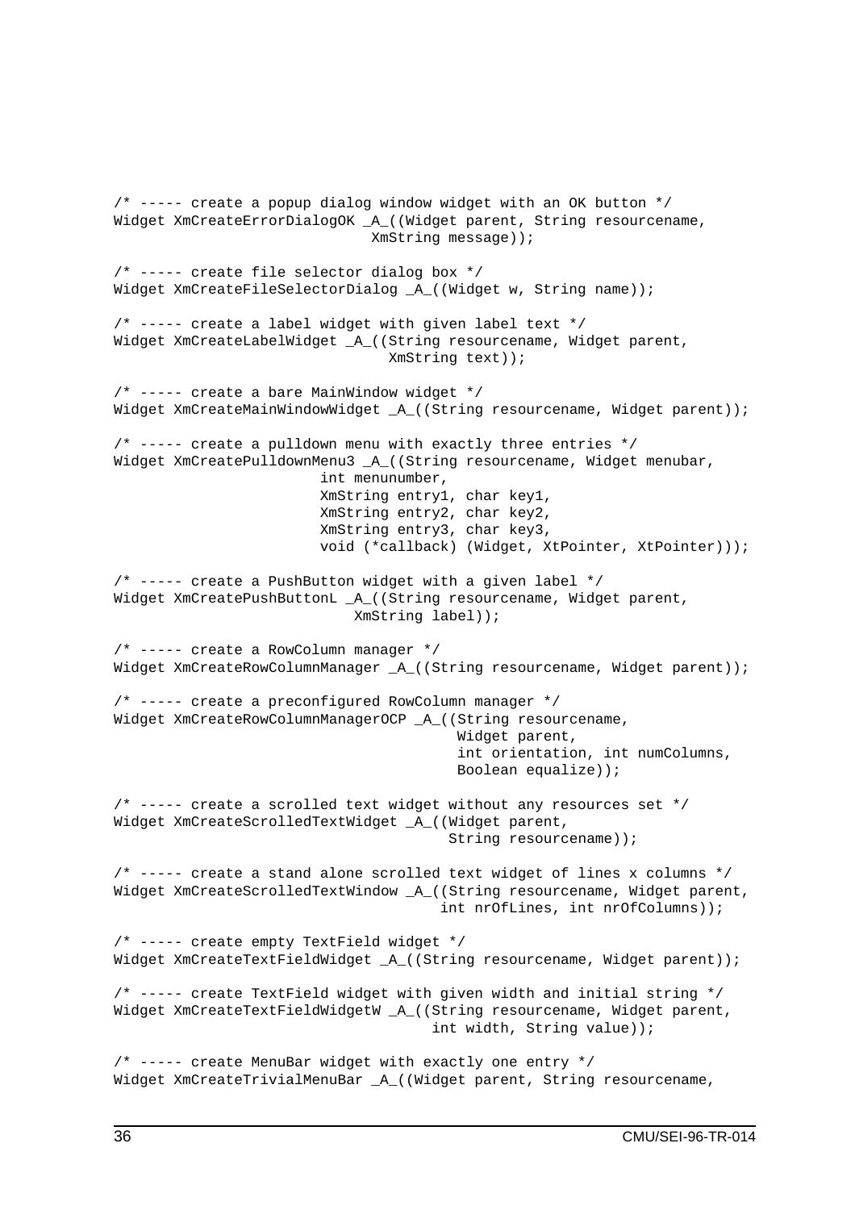```
/* ----- create a popup dialog window widget with an OK button */
Widget XmCreateErrorDialogOK _A_((Widget parent, String resourcename,
                              XmString message));

/* ----- create file selector dialog box */
Widget XmCreateFileSelectorDialog _A_((Widget w, String name));

/* ----- create a label widget with given label text */
Widget XmCreateLabelWidget _A_((String resourcename, Widget parent,
                                XmString text));

/* ----- create a bare MainWindow widget */
Widget XmCreateMainWindowWidget _A_((String resourcename, Widget parent));

/* ----- create a pulldown menu with exactly three entries */
Widget XmCreatePulldownMenu3 _A_((String resourcename, Widget menubar,
                        int menunumber,
                        XmString entry1, char key1,
                        XmString entry2, char key2,
                        XmString entry3, char key3,
                        void (*callback) (Widget, XtPointer, XtPointer)));

/* ----- create a PushButton widget with a given label */
Widget XmCreatePushButtonL _A_((String resourcename, Widget parent,
                              XmString label));

/* ----- create a RowColumn manager */
Widget XmCreateRowColumnManager _A_((String resourcename, Widget parent));

/* ----- create a preconfigured RowColumn manager */
Widget XmCreateRowColumnManagerOCP _A_((String resourcename,
                                        Widget parent,
                                        int orientation, int numColumns,
                                        Boolean equalize));

/* ----- create a scrolled text widget without any resources set */
Widget XmCreateScrolledTextWidget _A_((Widget parent,
                                       String resourcename));

/* ----- create a stand alone scrolled text widget of lines x columns */
Widget XmCreateScrolledTextWindow _A_((String resourcename, Widget parent,
                                      int nrOfLines, int nrOfColumns));

/* ----- create empty TextField widget */
Widget XmCreateTextFieldWidget _A_((String resourcename, Widget parent));

/* ----- create TextField widget with given width and initial string */
Widget XmCreateTextFieldWidgetW _A_((String resourcename, Widget parent,
                                     int width, String value));

/* ----- create MenuBar widget with exactly one entry */
Widget XmCreateTrivialMenuBar _A_((Widget parent, String resourcename,
```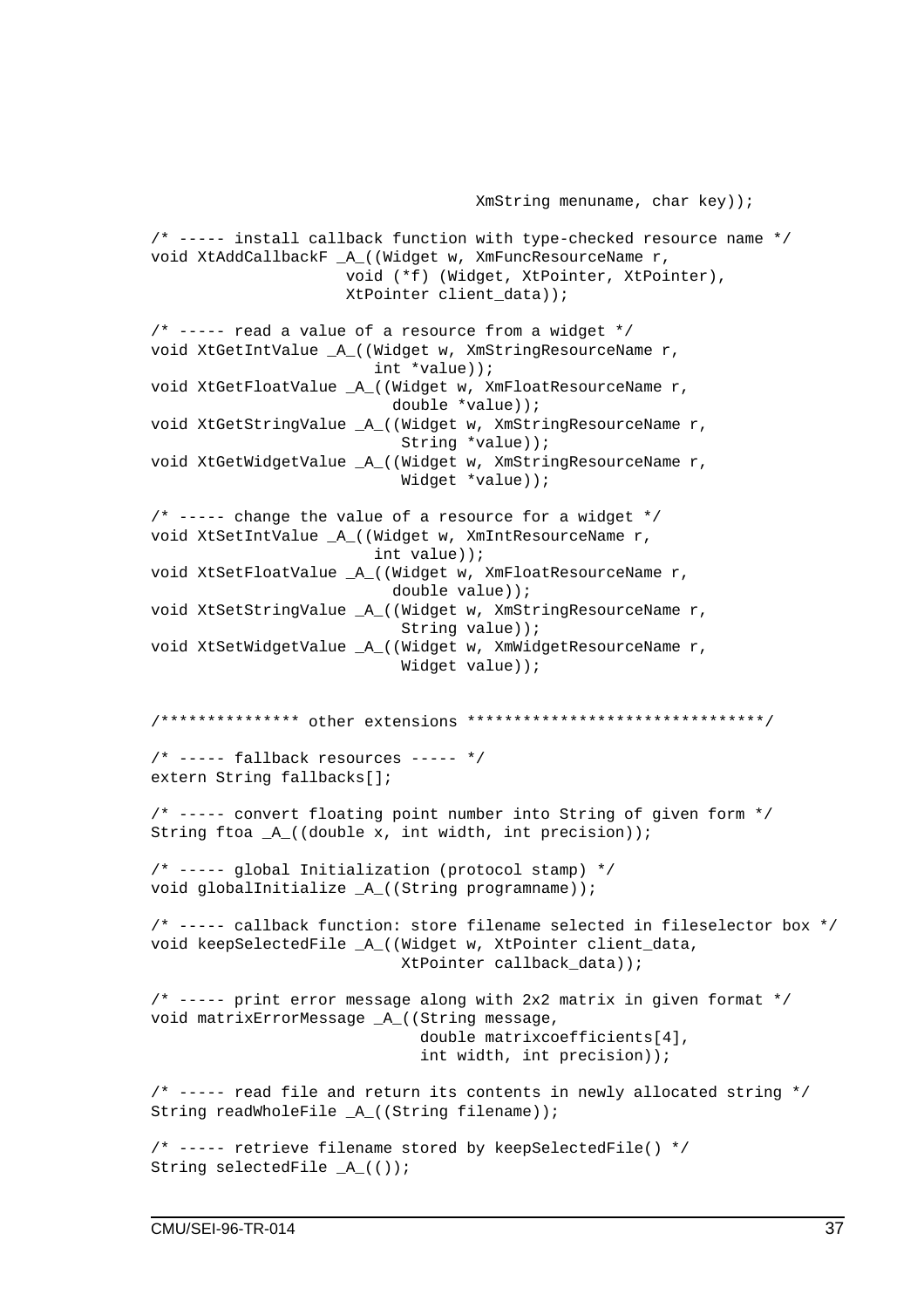```
                                    XmString menuname, char key));

/* ----- install callback function with type-checked resource name */
void XtAddCallbackF _A_((Widget w, XmFuncResourceName r,
                    void (*f) (Widget, XtPointer, XtPointer),
                    XtPointer client_data));

/* ----- read a value of a resource from a widget */
void XtGetIntValue _A_((Widget w, XmStringResourceName r,
                       int *value));
void XtGetFloatValue _A_((Widget w, XmFloatResourceName r,
                         double *value));
void XtGetStringValue _A_((Widget w, XmStringResourceName r,
                          String *value));
void XtGetWidgetValue _A_((Widget w, XmStringResourceName r,
                          Widget *value));

/* ----- change the value of a resource for a widget */
void XtSetIntValue _A_((Widget w, XmIntResourceName r,
                       int value));
void XtSetFloatValue _A_((Widget w, XmFloatResourceName r,
                         double value));
void XtSetStringValue _A_((Widget w, XmStringResourceName r,
                          String value));
void XtSetWidgetValue _A_((Widget w, XmWidgetResourceName r,
                          Widget value));


/*************** other extensions ********************************/

/* ----- fallback resources ----- */
extern String fallbacks[];

/* ----- convert floating point number into String of given form */
String ftoa _A_((double x, int width, int precision));

/* ----- global Initialization (protocol stamp) */
void globalInitialize _A_((String programname));

/* ----- callback function: store filename selected in fileselector box */
void keepSelectedFile _A_((Widget w, XtPointer client_data,
                          XtPointer callback_data));

/* ----- print error message along with 2x2 matrix in given format */
void matrixErrorMessage _A_((String message,
                            double matrixcoefficients[4],
                            int width, int precision));

/* ----- read file and return its contents in newly allocated string */
String readWholeFile _A_((String filename));

/* ----- retrieve filename stored by keepSelectedFile() */
String selectedFile _A_(());
```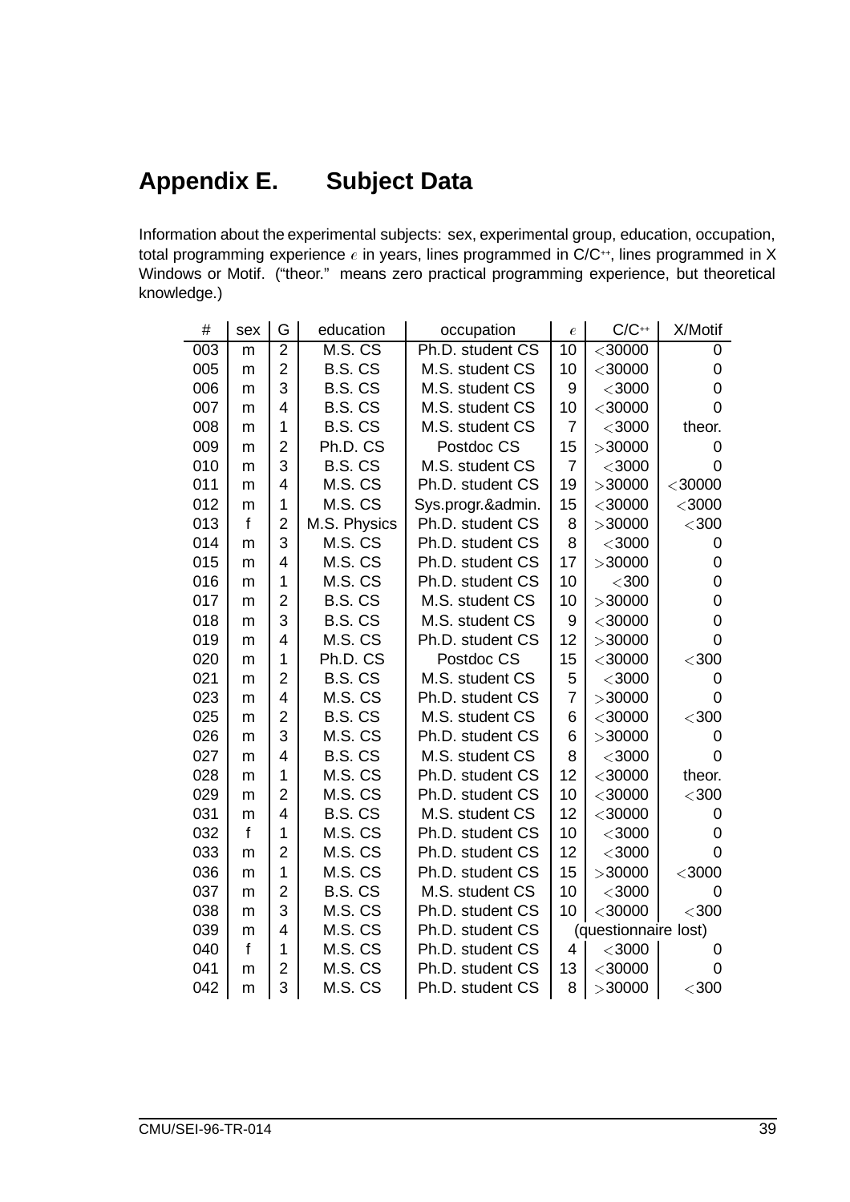# Appendix E. Subject Data

Information about the experimental subjects: sex, experimental group, education, occupation, total programming experience $e$ in years, lines programmed in C/C++, lines programmed in X Windows or Motif. ("theor." means zero practical programming experience, but theoretical knowledge.)

| # | sex | G | education | occupation | $e$ | C/C++ | X/Motif |
|---|---|---|---|---|---|---|---|
| 003 | m | 2 | M.S. CS | Ph.D. student CS | 10 | <30000 | 0 |
| 005 | m | 2 | B.S. CS | M.S. student CS | 10 | <30000 | 0 |
| 006 | m | 3 | B.S. CS | M.S. student CS | 9 | <3000 | 0 |
| 007 | m | 4 | B.S. CS | M.S. student CS | 10 | <30000 | 0 |
| 008 | m | 1 | B.S. CS | M.S. student CS | 7 | <3000 | theor. |
| 009 | m | 2 | Ph.D. CS | Postdoc CS | 15 | >30000 | 0 |
| 010 | m | 3 | B.S. CS | M.S. student CS | 7 | <3000 | 0 |
| 011 | m | 4 | M.S. CS | Ph.D. student CS | 19 | >30000 | <30000 |
| 012 | m | 1 | M.S. CS | Sys.progr.&admin. | 15 | <30000 | <3000 |
| 013 | f | 2 | M.S. Physics | Ph.D. student CS | 8 | >30000 | <300 |
| 014 | m | 3 | M.S. CS | Ph.D. student CS | 8 | <3000 | 0 |
| 015 | m | 4 | M.S. CS | Ph.D. student CS | 17 | >30000 | 0 |
| 016 | m | 1 | M.S. CS | Ph.D. student CS | 10 | <300 | 0 |
| 017 | m | 2 | B.S. CS | M.S. student CS | 10 | >30000 | 0 |
| 018 | m | 3 | B.S. CS | M.S. student CS | 9 | <30000 | 0 |
| 019 | m | 4 | M.S. CS | Ph.D. student CS | 12 | >30000 | 0 |
| 020 | m | 1 | Ph.D. CS | Postdoc CS | 15 | <30000 | <300 |
| 021 | m | 2 | B.S. CS | M.S. student CS | 5 | <3000 | 0 |
| 023 | m | 4 | M.S. CS | Ph.D. student CS | 7 | >30000 | 0 |
| 025 | m | 2 | B.S. CS | M.S. student CS | 6 | <30000 | <300 |
| 026 | m | 3 | M.S. CS | Ph.D. student CS | 6 | >30000 | 0 |
| 027 | m | 4 | B.S. CS | M.S. student CS | 8 | <3000 | 0 |
| 028 | m | 1 | M.S. CS | Ph.D. student CS | 12 | <30000 | theor. |
| 029 | m | 2 | M.S. CS | Ph.D. student CS | 10 | <30000 | <300 |
| 031 | m | 4 | B.S. CS | M.S. student CS | 12 | <30000 | 0 |
| 032 | f | 1 | M.S. CS | Ph.D. student CS | 10 | <3000 | 0 |
| 033 | m | 2 | M.S. CS | Ph.D. student CS | 12 | <3000 | 0 |
| 036 | m | 1 | M.S. CS | Ph.D. student CS | 15 | >30000 | <3000 |
| 037 | m | 2 | B.S. CS | M.S. student CS | 10 | <3000 | 0 |
| 038 | m | 3 | M.S. CS | Ph.D. student CS | 10 | <30000 | <300 |
| 039 | m | 4 | M.S. CS | Ph.D. student CS | (questionnaire lost) | | |
| 040 | f | 1 | M.S. CS | Ph.D. student CS | 4 | <3000 | 0 |
| 041 | m | 2 | M.S. CS | Ph.D. student CS | 13 | <30000 | 0 |
| 042 | m | 3 | M.S. CS | Ph.D. student CS | 8 | >30000 | <300 |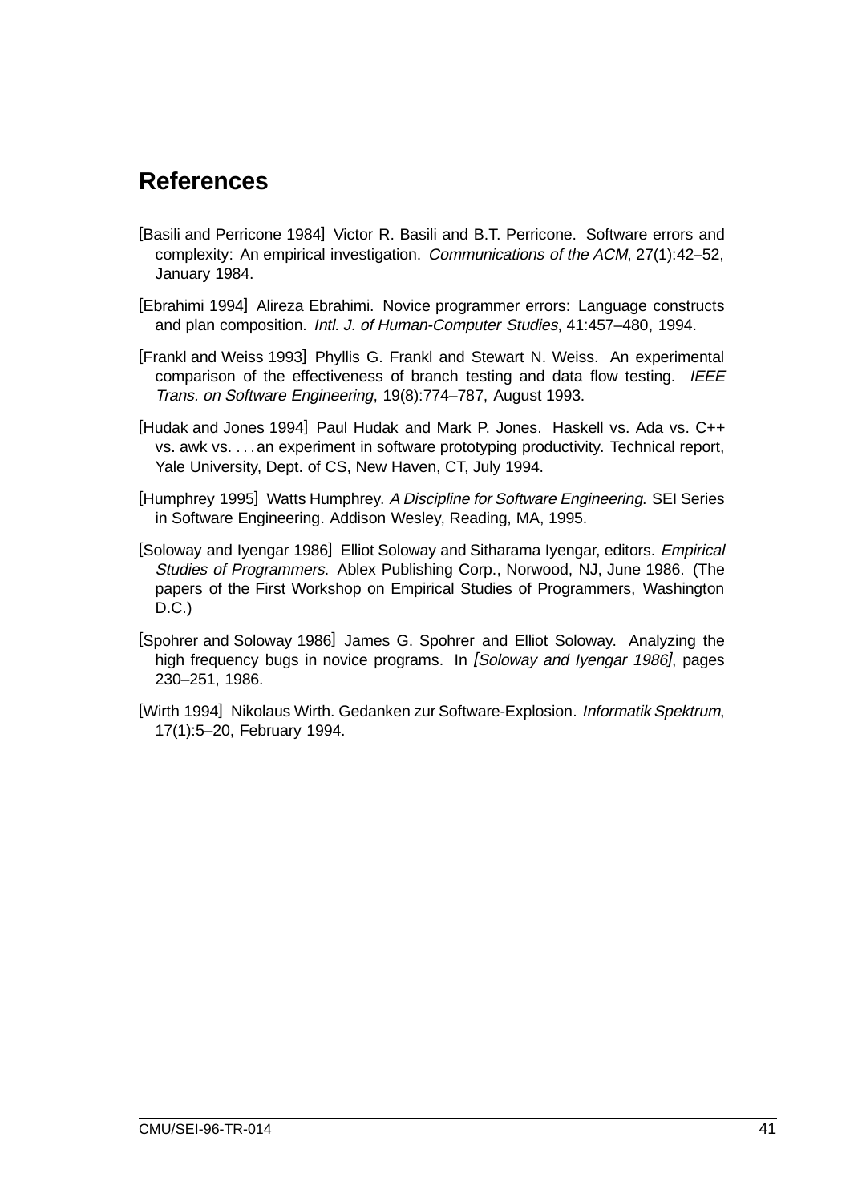## References

[Basili and Perricone 1984] Victor R. Basili and B.T. Perricone. Software errors and complexity: An empirical investigation. *Communications of the ACM*, 27(1):42–52, January 1984.

[Ebrahimi 1994] Alireza Ebrahimi. Novice programmer errors: Language constructs and plan composition. *Intl. J. of Human-Computer Studies*, 41:457–480, 1994.

[Frankl and Weiss 1993] Phyllis G. Frankl and Stewart N. Weiss. An experimental comparison of the effectiveness of branch testing and data flow testing. *IEEE Trans. on Software Engineering*, 19(8):774–787, August 1993.

[Hudak and Jones 1994] Paul Hudak and Mark P. Jones. Haskell vs. Ada vs. C++ vs. awk vs. . . . an experiment in software prototyping productivity. Technical report, Yale University, Dept. of CS, New Haven, CT, July 1994.

[Humphrey 1995] Watts Humphrey. *A Discipline for Software Engineering*. SEI Series in Software Engineering. Addison Wesley, Reading, MA, 1995.

[Soloway and Iyengar 1986] Elliot Soloway and Sitharama Iyengar, editors. *Empirical Studies of Programmers*. Ablex Publishing Corp., Norwood, NJ, June 1986. (The papers of the First Workshop on Empirical Studies of Programmers, Washington D.C.)

[Spohrer and Soloway 1986] James G. Spohrer and Elliot Soloway. Analyzing the high frequency bugs in novice programs. In *[Soloway and Iyengar 1986]*, pages 230–251, 1986.

[Wirth 1994] Nikolaus Wirth. Gedanken zur Software-Explosion. *Informatik Spektrum*, 17(1):5–20, February 1994.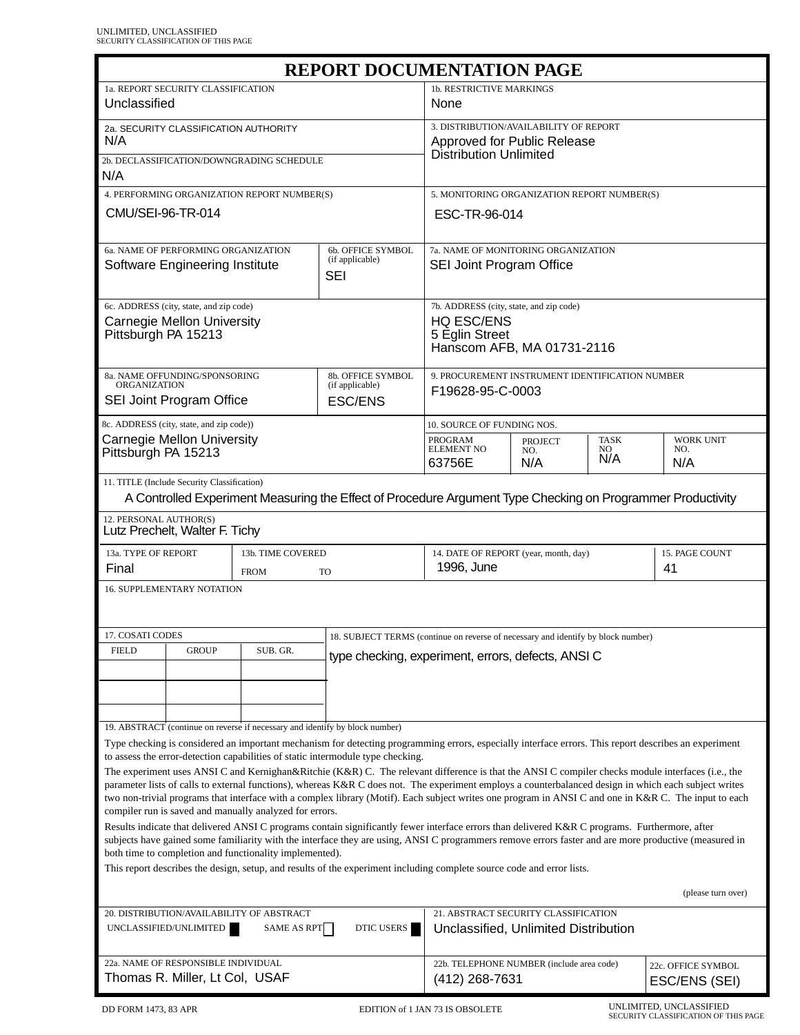UNLIMITED, UNCLASSIFIED
SECURITY CLASSIFICATION OF THIS PAGE

# REPORT DOCUMENTATION PAGE

| | |
|---|---|
| 1a. REPORT SECURITY CLASSIFICATION<br>Unclassified | 1b. RESTRICTIVE MARKINGS<br>None |
| 2a. SECURITY CLASSIFICATION AUTHORITY<br>N/A | 3. DISTRIBUTION/AVAILABILITY OF REPORT<br>Approved for Public Release<br>Distribution Unlimited |
| 2b. DECLASSIFICATION/DOWNGRADING SCHEDULE<br>N/A | |
| 4. PERFORMING ORGANIZATION REPORT NUMBER(S)<br>CMU/SEI-96-TR-014 | 5. MONITORING ORGANIZATION REPORT NUMBER(S)<br>ESC-TR-96-014 |
| 6a. NAME OF PERFORMING ORGANIZATION<br>Software Engineering Institute<br>6b. OFFICE SYMBOL (if applicable)<br>SEI | 7a. NAME OF MONITORING ORGANIZATION<br>SEI Joint Program Office |
| 6c. ADDRESS (city, state, and zip code)<br>Carnegie Mellon University<br>Pittsburgh PA 15213 | 7b. ADDRESS (city, state, and zip code)<br>HQ ESC/ENS<br>5 Eglin Street<br>Hanscom AFB, MA 01731-2116 |
| 8a. NAME OFFUNDING/SPONSORING ORGANIZATION<br>SEI Joint Program Office<br>8b. OFFICE SYMBOL (if applicable)<br>ESC/ENS | 9. PROCUREMENT INSTRUMENT IDENTIFICATION NUMBER<br>F19628-95-C-0003 |
| 8c. ADDRESS (city, state, and zip code))<br>Carnegie Mellon University<br>Pittsburgh PA 15213 | 10. SOURCE OF FUNDING NOS.<br>PROGRAM ELEMENT NO: 63756E<br>PROJECT NO.: N/A<br>TASK NO: N/A<br>WORK UNIT NO.: N/A |

11. TITLE (Include Security Classification)
A Controlled Experiment Measuring the Effect of Procedure Argument Type Checking on Programmer Productivity

12. PERSONAL AUTHOR(S)
Lutz Prechelt, Walter F. Tichy

| 13a. TYPE OF REPORT | 13b. TIME COVERED | 14. DATE OF REPORT (year, month, day) | 15. PAGE COUNT |
|---|---|---|---|
| Final | FROM TO | 1996, June | 41 |

16. SUPPLEMENTARY NOTATION

| 17. COSATI CODES | | | 18. SUBJECT TERMS (continue on reverse of necessary and identify by block number) |
|---|---|---|---|
| FIELD | GROUP | SUB. GR. | type checking, experiment, errors, defects, ANSI C |

19. ABSTRACT (continue on reverse if necessary and identify by block number)

Type checking is considered an important mechanism for detecting programming errors, especially interface errors. This report describes an experiment to assess the error-detection capabilities of static intermodule type checking.

The experiment uses ANSI C and Kernighan&Ritchie (K&R) C. The relevant difference is that the ANSI C compiler checks module interfaces (i.e., the parameter lists of calls to external functions), whereas K&R C does not. The experiment employs a counterbalanced design in which each subject writes two non-trivial programs that interface with a complex library (Motif). Each subject writes one program in ANSI C and one in K&R C. The input to each compiler run is saved and manually analyzed for errors.

Results indicate that delivered ANSI C programs contain significantly fewer interface errors than delivered K&R C programs. Furthermore, after subjects have gained some familiarity with the interface they are using, ANSI C programmers remove errors faster and are more productive (measured in both time to completion and functionality implemented).

This report describes the design, setup, and results of the experiment including complete source code and error lists.

(please turn over)

| | |
|---|---|
| 20. DISTRIBUTION/AVAILABILITY OF ABSTRACT<br>UNCLASSIFIED/UNLIMITED ■ SAME AS RPT □ DTIC USERS ■ | 21. ABSTRACT SECURITY CLASSIFICATION<br>Unclassified, Unlimited Distribution |
| 22a. NAME OF RESPONSIBLE INDIVIDUAL<br>Thomas R. Miller, Lt Col, USAF | 22b. TELEPHONE NUMBER (include area code)<br>(412) 268-7631<br>22c. OFFICE SYMBOL<br>ESC/ENS (SEI) |

DD FORM 1473, 83 APR EDITION of 1 JAN 73 IS OBSOLETE

UNLIMITED, UNCLASSIFIED
SECURITY CLASSIFICATION OF THIS PAGE